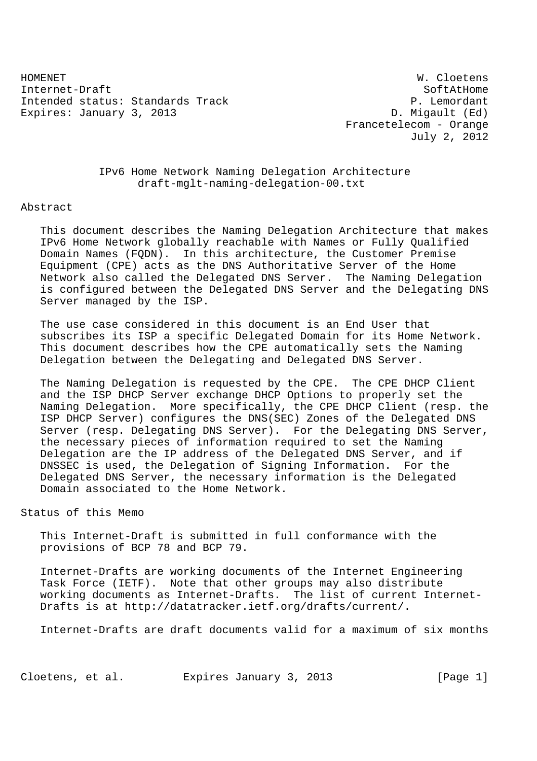HOMENET W. Cloetens
Internet-Draft SoftAtHome
Intended status: Standards Track P. Lemordant
Expires: January 3, 2013 D. Migault (Ed)
Francetelecom - Orange
July 2, 2012

# IPv6 Home Network Naming Delegation Architecture
draft-mglt-naming-delegation-00.txt

## Abstract

This document describes the Naming Delegation Architecture that makes IPv6 Home Network globally reachable with Names or Fully Qualified Domain Names (FQDN). In this architecture, the Customer Premise Equipment (CPE) acts as the DNS Authoritative Server of the Home Network also called the Delegated DNS Server. The Naming Delegation is configured between the Delegated DNS Server and the Delegating DNS Server managed by the ISP.

The use case considered in this document is an End User that subscribes its ISP a specific Delegated Domain for its Home Network. This document describes how the CPE automatically sets the Naming Delegation between the Delegating and Delegated DNS Server.

The Naming Delegation is requested by the CPE. The CPE DHCP Client and the ISP DHCP Server exchange DHCP Options to properly set the Naming Delegation. More specifically, the CPE DHCP Client (resp. the ISP DHCP Server) configures the DNS(SEC) Zones of the Delegated DNS Server (resp. Delegating DNS Server). For the Delegating DNS Server, the necessary pieces of information required to set the Naming Delegation are the IP address of the Delegated DNS Server, and if DNSSEC is used, the Delegation of Signing Information. For the Delegated DNS Server, the necessary information is the Delegated Domain associated to the Home Network.

## Status of this Memo

This Internet-Draft is submitted in full conformance with the provisions of BCP 78 and BCP 79.

Internet-Drafts are working documents of the Internet Engineering Task Force (IETF). Note that other groups may also distribute working documents as Internet-Drafts. The list of current Internet-Drafts is at http://datatracker.ietf.org/drafts/current/.

Internet-Drafts are draft documents valid for a maximum of six months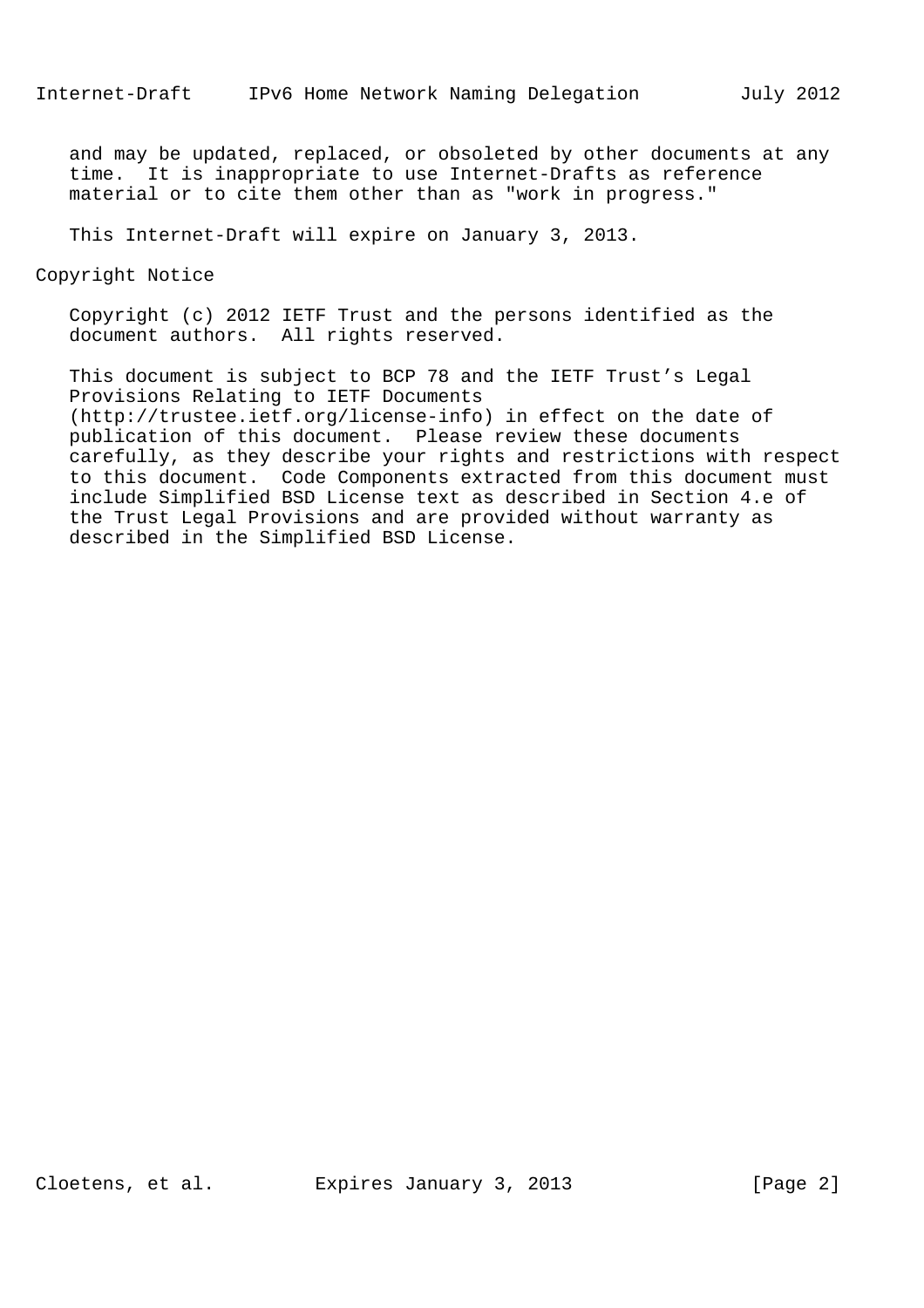and may be updated, replaced, or obsoleted by other documents at any time. It is inappropriate to use Internet-Drafts as reference material or to cite them other than as "work in progress."

This Internet-Draft will expire on January 3, 2013.

## Copyright Notice

Copyright (c) 2012 IETF Trust and the persons identified as the document authors. All rights reserved.

This document is subject to BCP 78 and the IETF Trust's Legal Provisions Relating to IETF Documents (http://trustee.ietf.org/license-info) in effect on the date of publication of this document. Please review these documents carefully, as they describe your rights and restrictions with respect to this document. Code Components extracted from this document must include Simplified BSD License text as described in Section 4.e of the Trust Legal Provisions and are provided without warranty as described in the Simplified BSD License.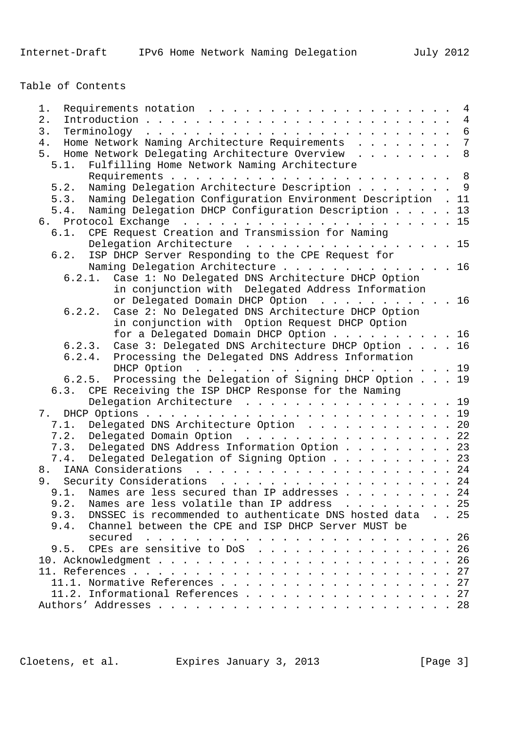Table of Contents

```
   1.  Requirements notation  . . . . . . . . . . . . . . . . . . . .  4
   2.  Introduction . . . . . . . . . . . . . . . . . . . . . . . . .  4
   3.  Terminology  . . . . . . . . . . . . . . . . . . . . . . . . .  6
   4.  Home Network Naming Architecture Requirements  . . . . . . . .  7
   5.  Home Network Delegating Architecture Overview  . . . . . . . .  8
     5.1.  Fulfilling Home Network Naming Architecture
           Requirements . . . . . . . . . . . . . . . . . . . . . . .  8
     5.2.  Naming Delegation Architecture Description . . . . . . . .  9
     5.3.  Naming Delegation Configuration Environment Description  . 11
     5.4.  Naming Delegation DHCP Configuration Description . . . . . 13
   6.  Protocol Exchange  . . . . . . . . . . . . . . . . . . . . . . 15
     6.1.  CPE Request Creation and Transmission for Naming
           Delegation Architecture  . . . . . . . . . . . . . . . . . 15
     6.2.  ISP DHCP Server Responding to the CPE Request for
           Naming Delegation Architecture . . . . . . . . . . . . . . 16
       6.2.1.  Case 1: No Delegated DNS Architecture DHCP Option
               in conjunction with  Delegated Address Information
               or Delegated Domain DHCP Option  . . . . . . . . . . . 16
       6.2.2.  Case 2: No Delegated DNS Architecture DHCP Option
               in conjunction with  Option Request DHCP Option
               for a Delegated Domain DHCP Option . . . . . . . . . . 16
       6.2.3.  Case 3: Delegated DNS Architecture DHCP Option . . . . 16
       6.2.4.  Processing the Delegated DNS Address Information
               DHCP Option  . . . . . . . . . . . . . . . . . . . . . 19
       6.2.5.  Processing the Delegation of Signing DHCP Option . . . 19
     6.3.  CPE Receiving the ISP DHCP Response for the Naming
           Delegation Architecture  . . . . . . . . . . . . . . . . . 19
   7.  DHCP Options . . . . . . . . . . . . . . . . . . . . . . . . . 19
     7.1.  Delegated DNS Architecture Option  . . . . . . . . . . . . 20
     7.2.  Delegated Domain Option  . . . . . . . . . . . . . . . . . 22
     7.3.  Delegated DNS Address Information Option . . . . . . . . . 23
     7.4.  Delegated Delegation of Signing Option . . . . . . . . . . 23
   8.  IANA Considerations  . . . . . . . . . . . . . . . . . . . . . 24
   9.  Security Considerations  . . . . . . . . . . . . . . . . . . . 24
     9.1.  Names are less secured than IP addresses . . . . . . . . . 24
     9.2.  Names are less volatile than IP address  . . . . . . . . . 25
     9.3.  DNSSEC is recommended to authenticate DNS hosted data  . . 25
     9.4.  Channel between the CPE and ISP DHCP Server MUST be
           secured  . . . . . . . . . . . . . . . . . . . . . . . . . 26
     9.5.  CPEs are sensitive to DoS  . . . . . . . . . . . . . . . . 26
   10. Acknowledgment . . . . . . . . . . . . . . . . . . . . . . . . 26
   11. References . . . . . . . . . . . . . . . . . . . . . . . . . . 27
     11.1. Normative References . . . . . . . . . . . . . . . . . . . 27
     11.2. Informational References . . . . . . . . . . . . . . . . . 27
   Authors' Addresses . . . . . . . . . . . . . . . . . . . . . . . . 28
```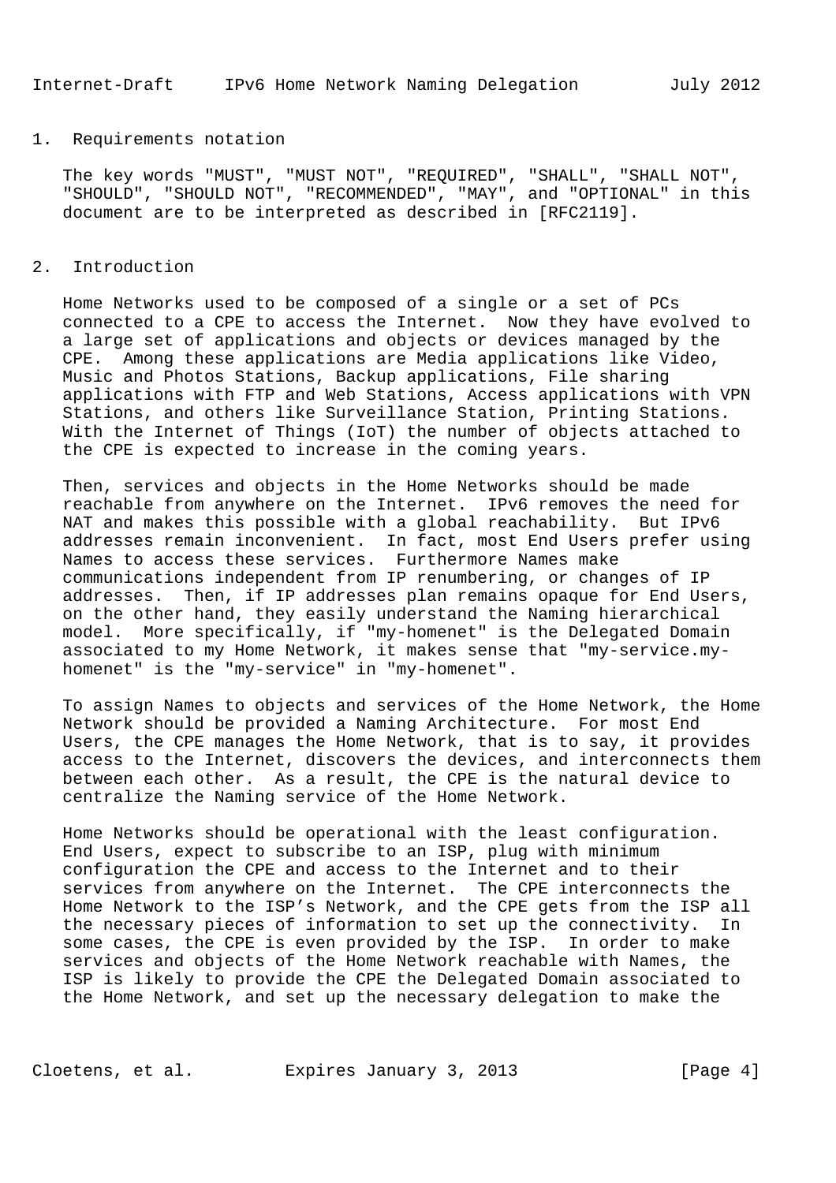## 1. Requirements notation

The key words "MUST", "MUST NOT", "REQUIRED", "SHALL", "SHALL NOT", "SHOULD", "SHOULD NOT", "RECOMMENDED", "MAY", and "OPTIONAL" in this document are to be interpreted as described in [RFC2119].

## 2. Introduction

Home Networks used to be composed of a single or a set of PCs connected to a CPE to access the Internet. Now they have evolved to a large set of applications and objects or devices managed by the CPE. Among these applications are Media applications like Video, Music and Photos Stations, Backup applications, File sharing applications with FTP and Web Stations, Access applications with VPN Stations, and others like Surveillance Station, Printing Stations. With the Internet of Things (IoT) the number of objects attached to the CPE is expected to increase in the coming years.

Then, services and objects in the Home Networks should be made reachable from anywhere on the Internet. IPv6 removes the need for NAT and makes this possible with a global reachability. But IPv6 addresses remain inconvenient. In fact, most End Users prefer using Names to access these services. Furthermore Names make communications independent from IP renumbering, or changes of IP addresses. Then, if IP addresses plan remains opaque for End Users, on the other hand, they easily understand the Naming hierarchical model. More specifically, if "my-homenet" is the Delegated Domain associated to my Home Network, it makes sense that "my-service.my-homenet" is the "my-service" in "my-homenet".

To assign Names to objects and services of the Home Network, the Home Network should be provided a Naming Architecture. For most End Users, the CPE manages the Home Network, that is to say, it provides access to the Internet, discovers the devices, and interconnects them between each other. As a result, the CPE is the natural device to centralize the Naming service of the Home Network.

Home Networks should be operational with the least configuration. End Users, expect to subscribe to an ISP, plug with minimum configuration the CPE and access to the Internet and to their services from anywhere on the Internet. The CPE interconnects the Home Network to the ISP's Network, and the CPE gets from the ISP all the necessary pieces of information to set up the connectivity. In some cases, the CPE is even provided by the ISP. In order to make services and objects of the Home Network reachable with Names, the ISP is likely to provide the CPE the Delegated Domain associated to the Home Network, and set up the necessary delegation to make the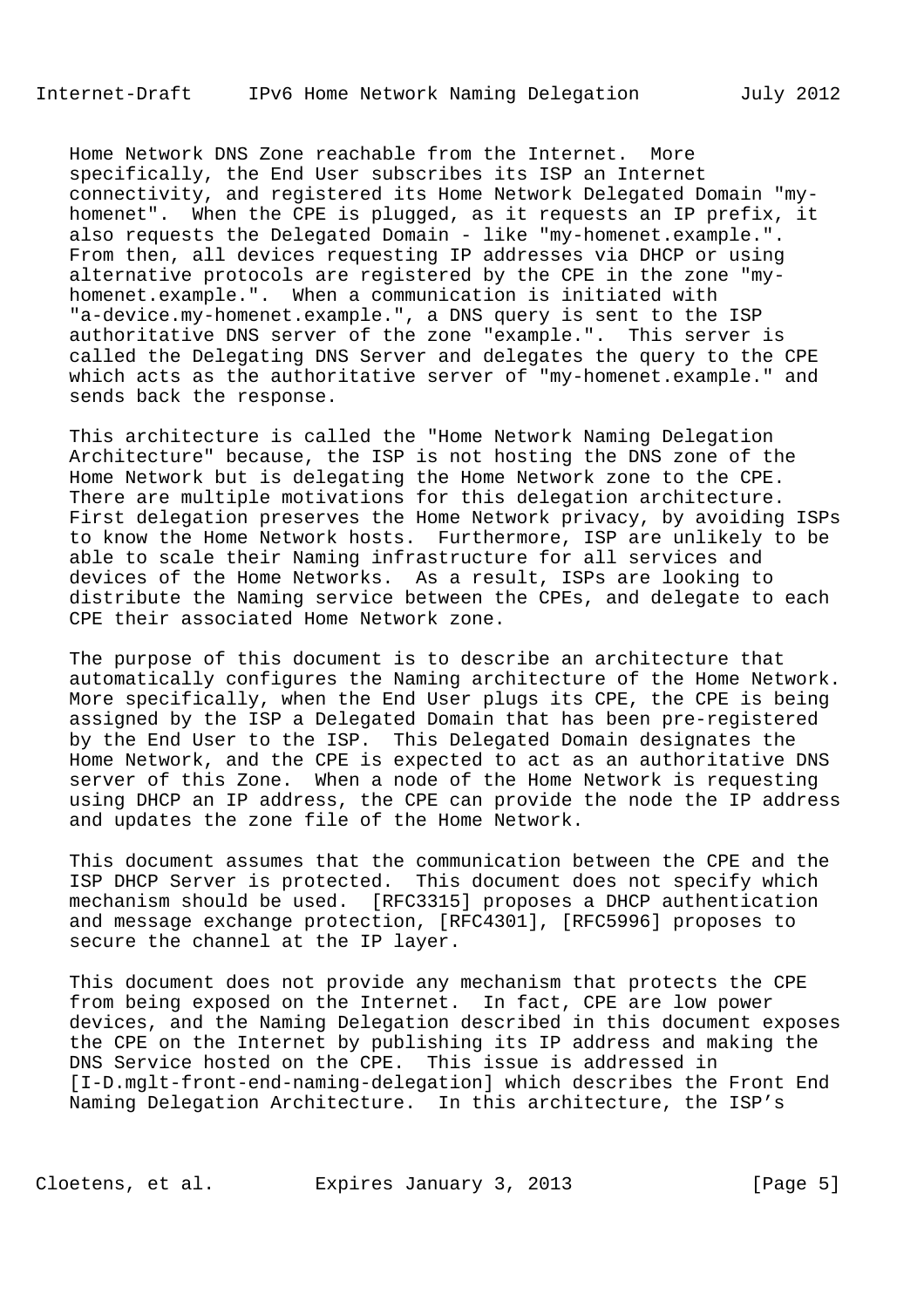Home Network DNS Zone reachable from the Internet. More specifically, the End User subscribes its ISP an Internet connectivity, and registered its Home Network Delegated Domain "my-homenet". When the CPE is plugged, as it requests an IP prefix, it also requests the Delegated Domain - like "my-homenet.example.". From then, all devices requesting IP addresses via DHCP or using alternative protocols are registered by the CPE in the zone "my-homenet.example.". When a communication is initiated with "a-device.my-homenet.example.", a DNS query is sent to the ISP authoritative DNS server of the zone "example.". This server is called the Delegating DNS Server and delegates the query to the CPE which acts as the authoritative server of "my-homenet.example." and sends back the response.

This architecture is called the "Home Network Naming Delegation Architecture" because, the ISP is not hosting the DNS zone of the Home Network but is delegating the Home Network zone to the CPE. There are multiple motivations for this delegation architecture. First delegation preserves the Home Network privacy, by avoiding ISPs to know the Home Network hosts. Furthermore, ISP are unlikely to be able to scale their Naming infrastructure for all services and devices of the Home Networks. As a result, ISPs are looking to distribute the Naming service between the CPEs, and delegate to each CPE their associated Home Network zone.

The purpose of this document is to describe an architecture that automatically configures the Naming architecture of the Home Network. More specifically, when the End User plugs its CPE, the CPE is being assigned by the ISP a Delegated Domain that has been pre-registered by the End User to the ISP. This Delegated Domain designates the Home Network, and the CPE is expected to act as an authoritative DNS server of this Zone. When a node of the Home Network is requesting using DHCP an IP address, the CPE can provide the node the IP address and updates the zone file of the Home Network.

This document assumes that the communication between the CPE and the ISP DHCP Server is protected. This document does not specify which mechanism should be used. [RFC3315] proposes a DHCP authentication and message exchange protection, [RFC4301], [RFC5996] proposes to secure the channel at the IP layer.

This document does not provide any mechanism that protects the CPE from being exposed on the Internet. In fact, CPE are low power devices, and the Naming Delegation described in this document exposes the CPE on the Internet by publishing its IP address and making the DNS Service hosted on the CPE. This issue is addressed in [I-D.mglt-front-end-naming-delegation] which describes the Front End Naming Delegation Architecture. In this architecture, the ISP's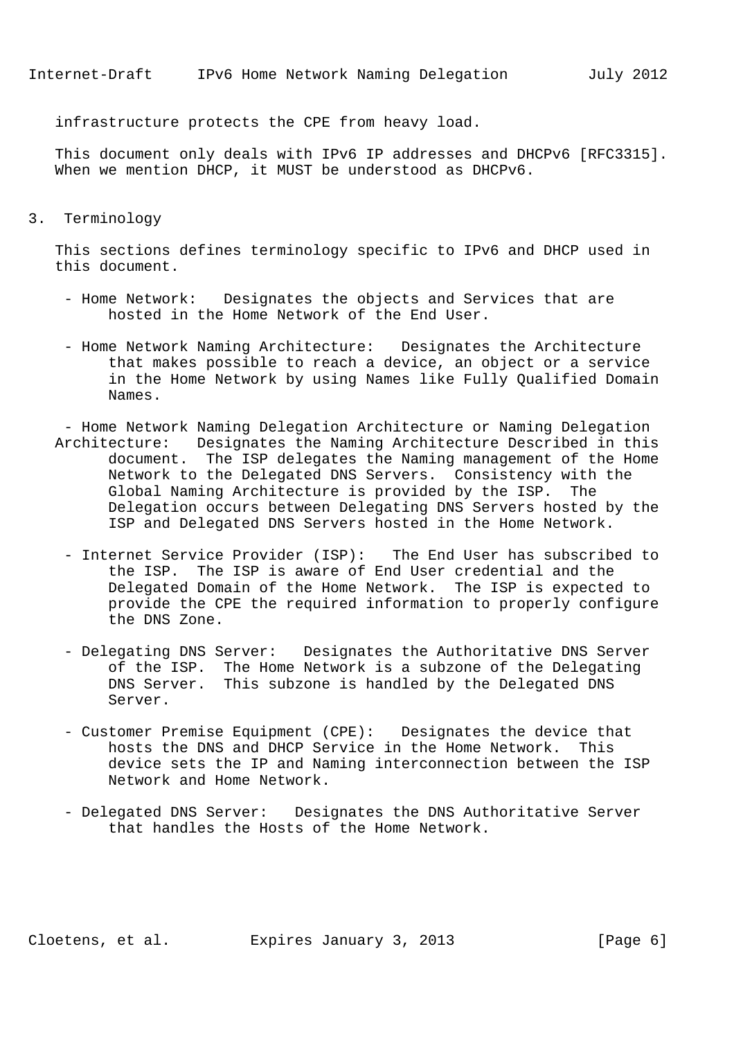infrastructure protects the CPE from heavy load.

This document only deals with IPv6 IP addresses and DHCPv6 [RFC3315]. When we mention DHCP, it MUST be understood as DHCPv6.

## 3. Terminology

This sections defines terminology specific to IPv6 and DHCP used in this document.

- Home Network: Designates the objects and Services that are hosted in the Home Network of the End User.

- Home Network Naming Architecture: Designates the Architecture that makes possible to reach a device, an object or a service in the Home Network by using Names like Fully Qualified Domain Names.

- Home Network Naming Delegation Architecture or Naming Delegation Architecture: Designates the Naming Architecture Described in this document. The ISP delegates the Naming management of the Home Network to the Delegated DNS Servers. Consistency with the Global Naming Architecture is provided by the ISP. The Delegation occurs between Delegating DNS Servers hosted by the ISP and Delegated DNS Servers hosted in the Home Network.

- Internet Service Provider (ISP): The End User has subscribed to the ISP. The ISP is aware of End User credential and the Delegated Domain of the Home Network. The ISP is expected to provide the CPE the required information to properly configure the DNS Zone.

- Delegating DNS Server: Designates the Authoritative DNS Server of the ISP. The Home Network is a subzone of the Delegating DNS Server. This subzone is handled by the Delegated DNS Server.

- Customer Premise Equipment (CPE): Designates the device that hosts the DNS and DHCP Service in the Home Network. This device sets the IP and Naming interconnection between the ISP Network and Home Network.

- Delegated DNS Server: Designates the DNS Authoritative Server that handles the Hosts of the Home Network.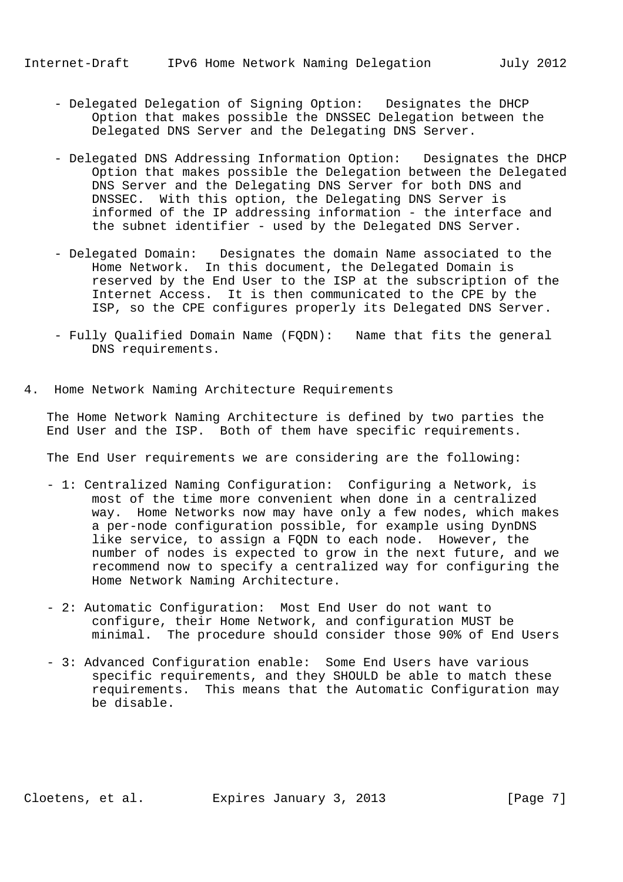- Delegated Delegation of Signing Option: Designates the DHCP Option that makes possible the DNSSEC Delegation between the Delegated DNS Server and the Delegating DNS Server.

- Delegated DNS Addressing Information Option: Designates the DHCP Option that makes possible the Delegation between the Delegated DNS Server and the Delegating DNS Server for both DNS and DNSSEC. With this option, the Delegating DNS Server is informed of the IP addressing information - the interface and the subnet identifier - used by the Delegated DNS Server.

- Delegated Domain: Designates the domain Name associated to the Home Network. In this document, the Delegated Domain is reserved by the End User to the ISP at the subscription of the Internet Access. It is then communicated to the CPE by the ISP, so the CPE configures properly its Delegated DNS Server.

- Fully Qualified Domain Name (FQDN): Name that fits the general DNS requirements.

## 4. Home Network Naming Architecture Requirements

The Home Network Naming Architecture is defined by two parties the End User and the ISP. Both of them have specific requirements.

The End User requirements we are considering are the following:

- 1: Centralized Naming Configuration: Configuring a Network, is most of the time more convenient when done in a centralized way. Home Networks now may have only a few nodes, which makes a per-node configuration possible, for example using DynDNS like service, to assign a FQDN to each node. However, the number of nodes is expected to grow in the next future, and we recommend now to specify a centralized way for configuring the Home Network Naming Architecture.

- 2: Automatic Configuration: Most End User do not want to configure, their Home Network, and configuration MUST be minimal. The procedure should consider those 90% of End Users

- 3: Advanced Configuration enable: Some End Users have various specific requirements, and they SHOULD be able to match these requirements. This means that the Automatic Configuration may be disable.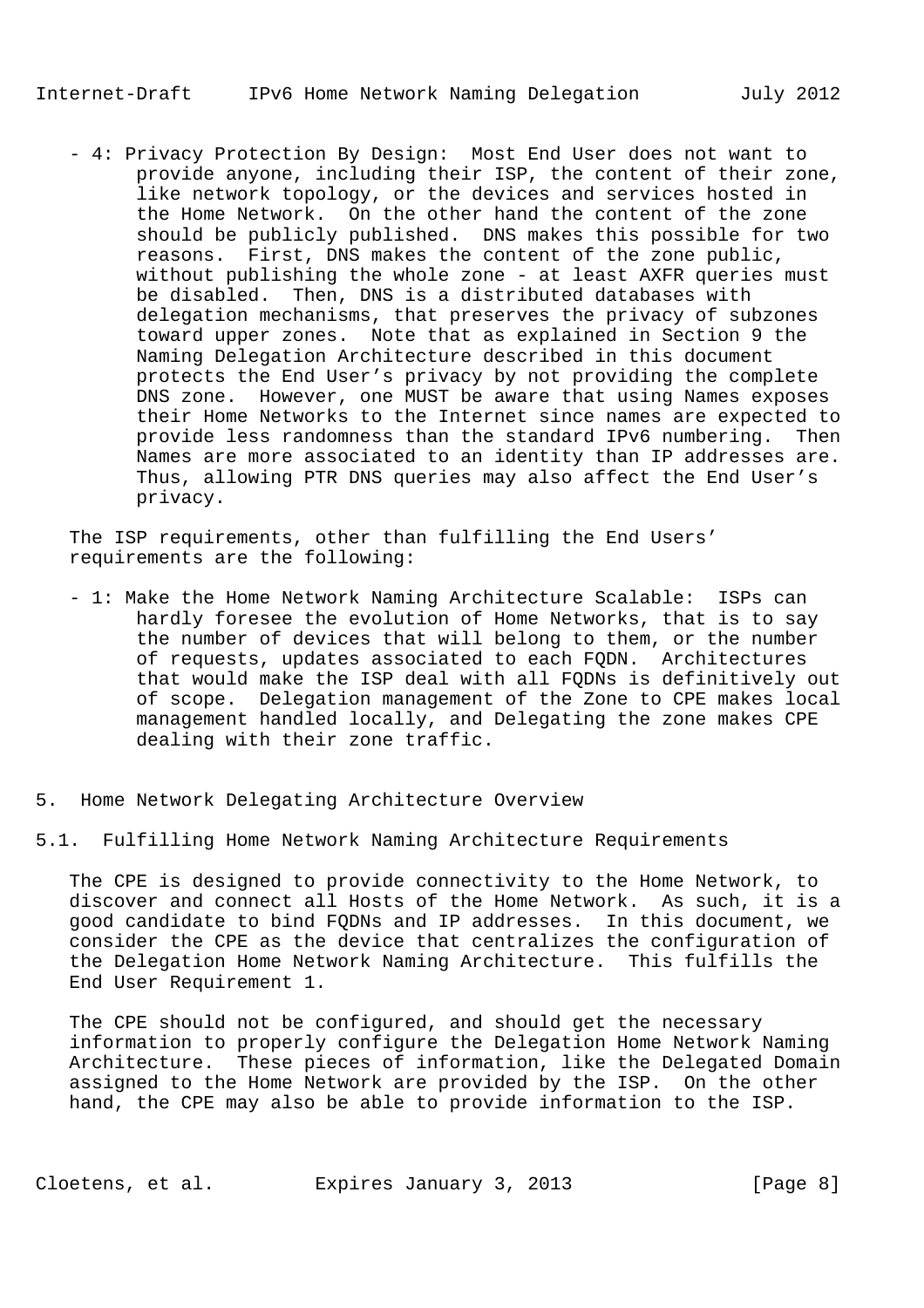- 4: Privacy Protection By Design: Most End User does not want to provide anyone, including their ISP, the content of their zone, like network topology, or the devices and services hosted in the Home Network. On the other hand the content of the zone should be publicly published. DNS makes this possible for two reasons. First, DNS makes the content of the zone public, without publishing the whole zone - at least AXFR queries must be disabled. Then, DNS is a distributed databases with delegation mechanisms, that preserves the privacy of subzones toward upper zones. Note that as explained in Section 9 the Naming Delegation Architecture described in this document protects the End User's privacy by not providing the complete DNS zone. However, one MUST be aware that using Names exposes their Home Networks to the Internet since names are expected to provide less randomness than the standard IPv6 numbering. Then Names are more associated to an identity than IP addresses are. Thus, allowing PTR DNS queries may also affect the End User's privacy.

The ISP requirements, other than fulfilling the End Users' requirements are the following:

- 1: Make the Home Network Naming Architecture Scalable: ISPs can hardly foresee the evolution of Home Networks, that is to say the number of devices that will belong to them, or the number of requests, updates associated to each FQDN. Architectures that would make the ISP deal with all FQDNs is definitively out of scope. Delegation management of the Zone to CPE makes local management handled locally, and Delegating the zone makes CPE dealing with their zone traffic.

## 5. Home Network Delegating Architecture Overview

### 5.1. Fulfilling Home Network Naming Architecture Requirements

The CPE is designed to provide connectivity to the Home Network, to discover and connect all Hosts of the Home Network. As such, it is a good candidate to bind FQDNs and IP addresses. In this document, we consider the CPE as the device that centralizes the configuration of the Delegation Home Network Naming Architecture. This fulfills the End User Requirement 1.

The CPE should not be configured, and should get the necessary information to properly configure the Delegation Home Network Naming Architecture. These pieces of information, like the Delegated Domain assigned to the Home Network are provided by the ISP. On the other hand, the CPE may also be able to provide information to the ISP.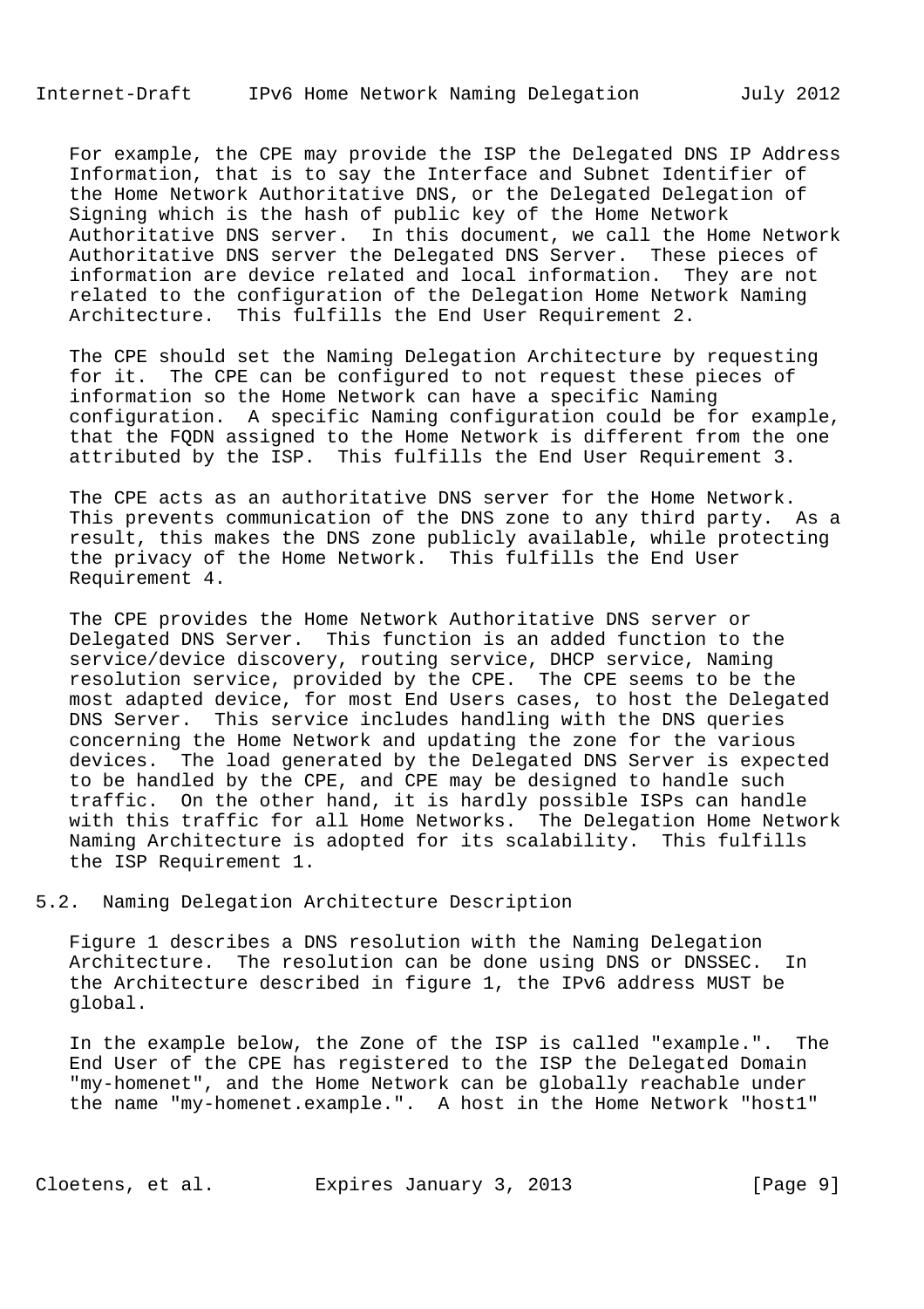For example, the CPE may provide the ISP the Delegated DNS IP Address Information, that is to say the Interface and Subnet Identifier of the Home Network Authoritative DNS, or the Delegated Delegation of Signing which is the hash of public key of the Home Network Authoritative DNS server. In this document, we call the Home Network Authoritative DNS server the Delegated DNS Server. These pieces of information are device related and local information. They are not related to the configuration of the Delegation Home Network Naming Architecture. This fulfills the End User Requirement 2.

The CPE should set the Naming Delegation Architecture by requesting for it. The CPE can be configured to not request these pieces of information so the Home Network can have a specific Naming configuration. A specific Naming configuration could be for example, that the FQDN assigned to the Home Network is different from the one attributed by the ISP. This fulfills the End User Requirement 3.

The CPE acts as an authoritative DNS server for the Home Network. This prevents communication of the DNS zone to any third party. As a result, this makes the DNS zone publicly available, while protecting the privacy of the Home Network. This fulfills the End User Requirement 4.

The CPE provides the Home Network Authoritative DNS server or Delegated DNS Server. This function is an added function to the service/device discovery, routing service, DHCP service, Naming resolution service, provided by the CPE. The CPE seems to be the most adapted device, for most End Users cases, to host the Delegated DNS Server. This service includes handling with the DNS queries concerning the Home Network and updating the zone for the various devices. The load generated by the Delegated DNS Server is expected to be handled by the CPE, and CPE may be designed to handle such traffic. On the other hand, it is hardly possible ISPs can handle with this traffic for all Home Networks. The Delegation Home Network Naming Architecture is adopted for its scalability. This fulfills the ISP Requirement 1.

## 5.2. Naming Delegation Architecture Description

Figure 1 describes a DNS resolution with the Naming Delegation Architecture. The resolution can be done using DNS or DNSSEC. In the Architecture described in figure 1, the IPv6 address MUST be global.

In the example below, the Zone of the ISP is called "example.". The End User of the CPE has registered to the ISP the Delegated Domain "my-homenet", and the Home Network can be globally reachable under the name "my-homenet.example.". A host in the Home Network "host1"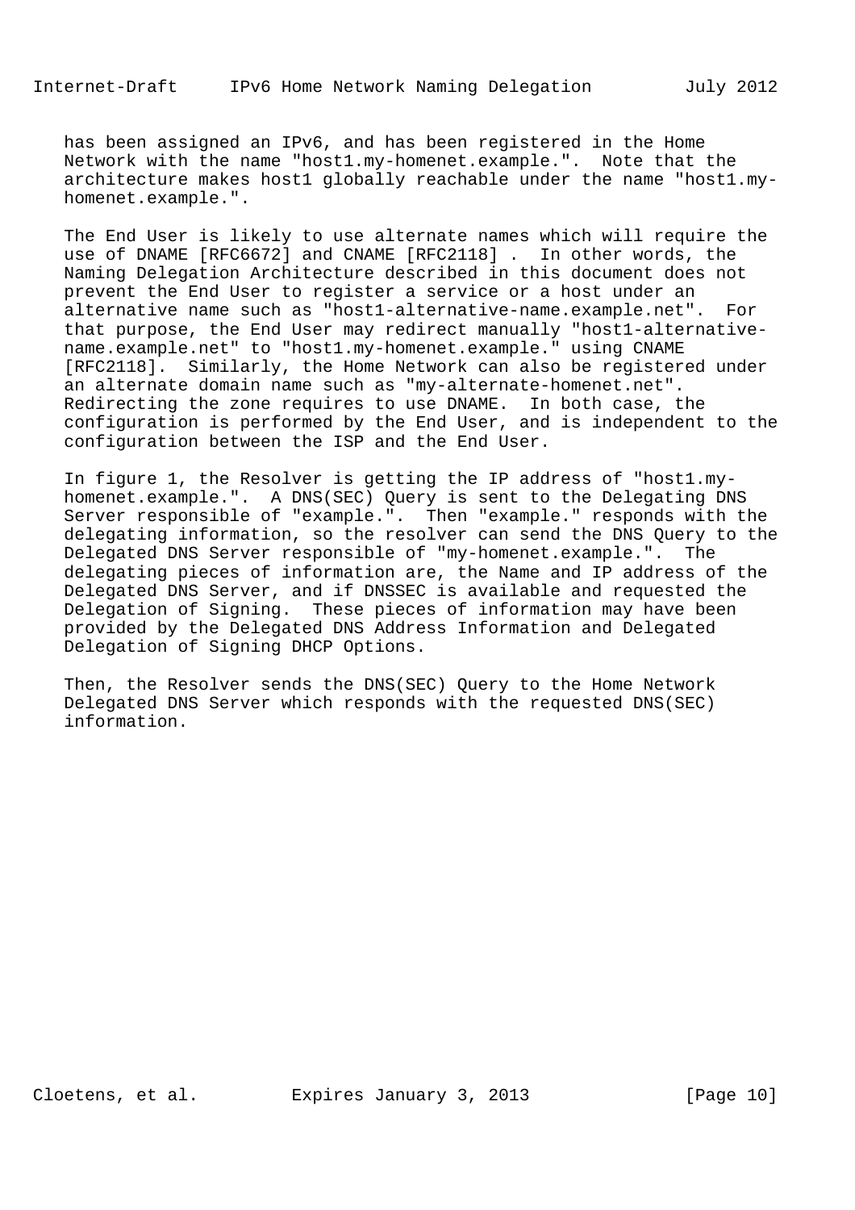has been assigned an IPv6, and has been registered in the Home Network with the name "host1.my-homenet.example.". Note that the architecture makes host1 globally reachable under the name "host1.my-homenet.example.".

The End User is likely to use alternate names which will require the use of DNAME [RFC6672] and CNAME [RFC2118] . In other words, the Naming Delegation Architecture described in this document does not prevent the End User to register a service or a host under an alternative name such as "host1-alternative-name.example.net". For that purpose, the End User may redirect manually "host1-alternative-name.example.net" to "host1.my-homenet.example." using CNAME [RFC2118]. Similarly, the Home Network can also be registered under an alternate domain name such as "my-alternate-homenet.net". Redirecting the zone requires to use DNAME. In both case, the configuration is performed by the End User, and is independent to the configuration between the ISP and the End User.

In figure 1, the Resolver is getting the IP address of "host1.my-homenet.example.". A DNS(SEC) Query is sent to the Delegating DNS Server responsible of "example.". Then "example." responds with the delegating information, so the resolver can send the DNS Query to the Delegated DNS Server responsible of "my-homenet.example.". The delegating pieces of information are, the Name and IP address of the Delegated DNS Server, and if DNSSEC is available and requested the Delegation of Signing. These pieces of information may have been provided by the Delegated DNS Address Information and Delegated Delegation of Signing DHCP Options.

Then, the Resolver sends the DNS(SEC) Query to the Home Network Delegated DNS Server which responds with the requested DNS(SEC) information.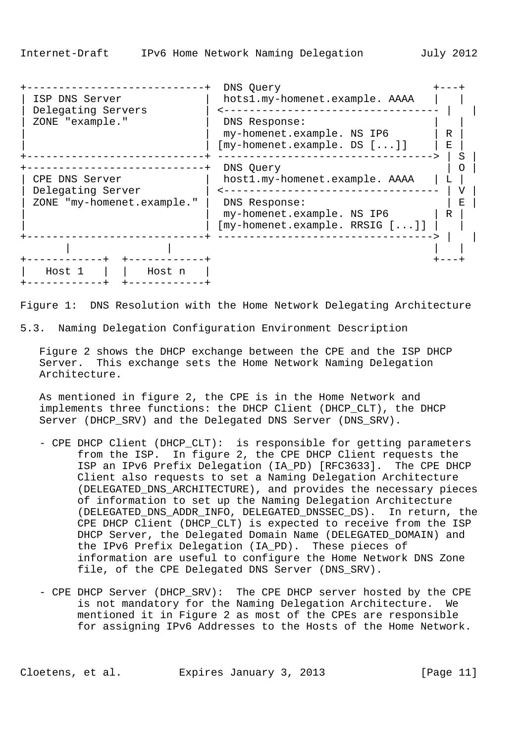```
+----------------------------+  DNS Query                          +---+
| ISP DNS Server             |  hots1.my-homenet.example. AAAA   |   |
| Delegating Servers         | <--------------------------------- |   |
| ZONE "example."            |  DNS Response:                     |   |
|                            |  my-homenet.example. NS IP6        | R |
|                            | [my-homenet.example. DS [...]]     | E |
+----------------------------+ --------------------------------> | S |
+----------------------------+  DNS Query                          | O |
| CPE DNS Server             |  host1.my-homenet.example. AAAA    | L |
| Delegating Server          | <--------------------------------- | V |
| ZONE "my-homenet.example." |  DNS Response:                     | E |
|                            |  my-homenet.example. NS IP6        | R |
|                            | [my-homenet.example. RRSIG [...]] |   |
+----------------------------+ --------------------------------> |   |
       |              |                                         |   |
+------------+  +------------+                                  +---+
|   Host 1   |  |   Host n   |
+------------+  +------------+
```

Figure 1: DNS Resolution with the Home Network Delegating Architecture

## 5.3. Naming Delegation Configuration Environment Description

Figure 2 shows the DHCP exchange between the CPE and the ISP DHCP Server. This exchange sets the Home Network Naming Delegation Architecture.

As mentioned in figure 2, the CPE is in the Home Network and implements three functions: the DHCP Client (DHCP_CLT), the DHCP Server (DHCP_SRV) and the Delegated DNS Server (DNS_SRV).

- CPE DHCP Client (DHCP_CLT): is responsible for getting parameters from the ISP. In figure 2, the CPE DHCP Client requests the ISP an IPv6 Prefix Delegation (IA_PD) [RFC3633]. The CPE DHCP Client also requests to set a Naming Delegation Architecture (DELEGATED_DNS_ARCHITECTURE), and provides the necessary pieces of information to set up the Naming Delegation Architecture (DELEGATED_DNS_ADDR_INFO, DELEGATED_DNSSEC_DS). In return, the CPE DHCP Client (DHCP_CLT) is expected to receive from the ISP DHCP Server, the Delegated Domain Name (DELEGATED_DOMAIN) and the IPv6 Prefix Delegation (IA_PD). These pieces of information are useful to configure the Home Network DNS Zone file, of the CPE Delegated DNS Server (DNS_SRV).

- CPE DHCP Server (DHCP_SRV): The CPE DHCP server hosted by the CPE is not mandatory for the Naming Delegation Architecture. We mentioned it in Figure 2 as most of the CPEs are responsible for assigning IPv6 Addresses to the Hosts of the Home Network.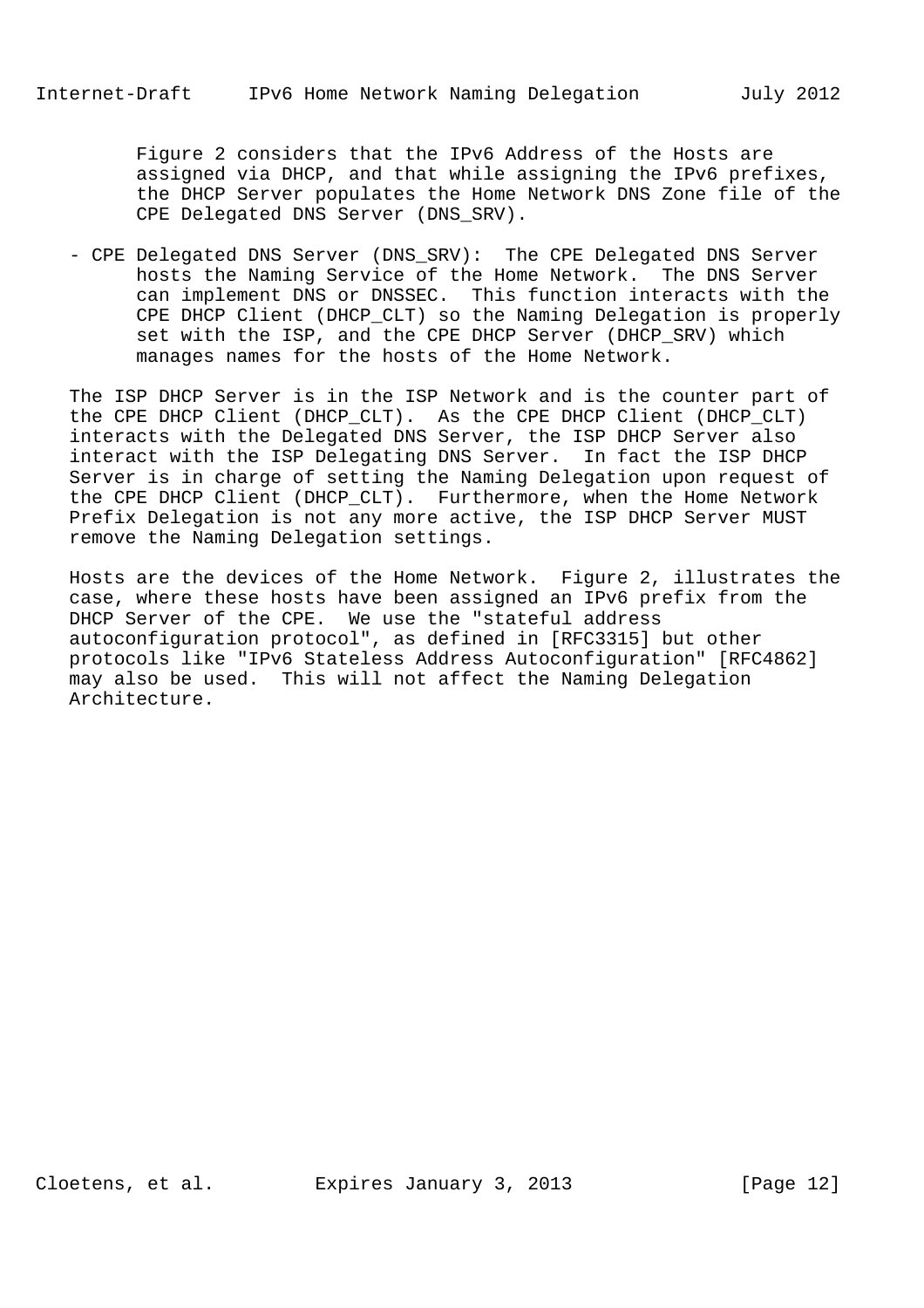Figure 2 considers that the IPv6 Address of the Hosts are assigned via DHCP, and that while assigning the IPv6 prefixes, the DHCP Server populates the Home Network DNS Zone file of the CPE Delegated DNS Server (DNS_SRV).

- CPE Delegated DNS Server (DNS_SRV): The CPE Delegated DNS Server hosts the Naming Service of the Home Network. The DNS Server can implement DNS or DNSSEC. This function interacts with the CPE DHCP Client (DHCP_CLT) so the Naming Delegation is properly set with the ISP, and the CPE DHCP Server (DHCP_SRV) which manages names for the hosts of the Home Network.

The ISP DHCP Server is in the ISP Network and is the counter part of the CPE DHCP Client (DHCP_CLT). As the CPE DHCP Client (DHCP_CLT) interacts with the Delegated DNS Server, the ISP DHCP Server also interact with the ISP Delegating DNS Server. In fact the ISP DHCP Server is in charge of setting the Naming Delegation upon request of the CPE DHCP Client (DHCP_CLT). Furthermore, when the Home Network Prefix Delegation is not any more active, the ISP DHCP Server MUST remove the Naming Delegation settings.

Hosts are the devices of the Home Network. Figure 2, illustrates the case, where these hosts have been assigned an IPv6 prefix from the DHCP Server of the CPE. We use the "stateful address autoconfiguration protocol", as defined in [RFC3315] but other protocols like "IPv6 Stateless Address Autoconfiguration" [RFC4862] may also be used. This will not affect the Naming Delegation Architecture.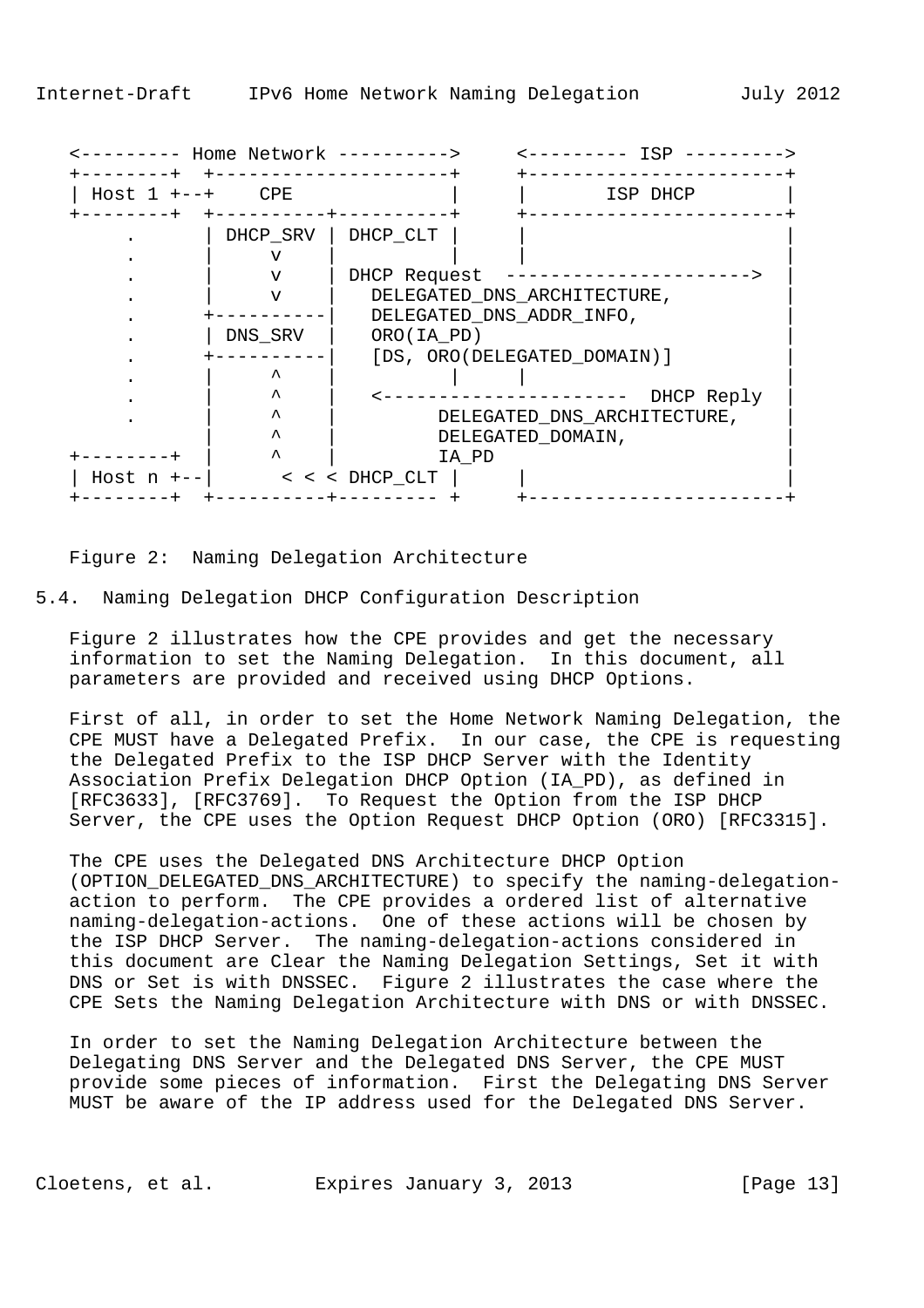```
   <--------- Home Network ---------->     <--------- ISP --------->
   +--------+  +---------------------+     +-----------------------+
   | Host 1 +--+    CPE              |     |       ISP DHCP        |
   +--------+  +----------+----------+     +-----------------------+
       .       | DHCP_SRV | DHCP_CLT |     |                       |
       .       |     v    |          |     |                       |
       .       |     v    | DHCP Request  ---------------------->  |
       .       |     v    |   DELEGATED_DNS_ARCHITECTURE,          |
       .       +----------|   DELEGATED_DNS_ADDR_INFO,             |
       .       | DNS_SRV  |   ORO(IA_PD)                           |
       .       +----------|   [DS, ORO(DELEGATED_DOMAIN)]          |
       .       |     ^    |          |     |                       |
       .       |     ^    |   <----------------------  DHCP Reply  |
       .       |     ^    |         DELEGATED_DNS_ARCHITECTURE,    |
               |     ^    |         DELEGATED_DOMAIN,              |
   +--------+  |     ^    |         IA_PD                          |
   | Host n +--|      < < < DHCP_CLT |     |                       |
   +--------+  +----------+--------- +     +-----------------------+
```

Figure 2: Naming Delegation Architecture

### 5.4. Naming Delegation DHCP Configuration Description

Figure 2 illustrates how the CPE provides and get the necessary information to set the Naming Delegation. In this document, all parameters are provided and received using DHCP Options.

First of all, in order to set the Home Network Naming Delegation, the CPE MUST have a Delegated Prefix. In our case, the CPE is requesting the Delegated Prefix to the ISP DHCP Server with the Identity Association Prefix Delegation DHCP Option (IA_PD), as defined in [RFC3633], [RFC3769]. To Request the Option from the ISP DHCP Server, the CPE uses the Option Request DHCP Option (ORO) [RFC3315].

The CPE uses the Delegated DNS Architecture DHCP Option (OPTION_DELEGATED_DNS_ARCHITECTURE) to specify the naming-delegation-action to perform. The CPE provides a ordered list of alternative naming-delegation-actions. One of these actions will be chosen by the ISP DHCP Server. The naming-delegation-actions considered in this document are Clear the Naming Delegation Settings, Set it with DNS or Set is with DNSSEC. Figure 2 illustrates the case where the CPE Sets the Naming Delegation Architecture with DNS or with DNSSEC.

In order to set the Naming Delegation Architecture between the Delegating DNS Server and the Delegated DNS Server, the CPE MUST provide some pieces of information. First the Delegating DNS Server MUST be aware of the IP address used for the Delegated DNS Server.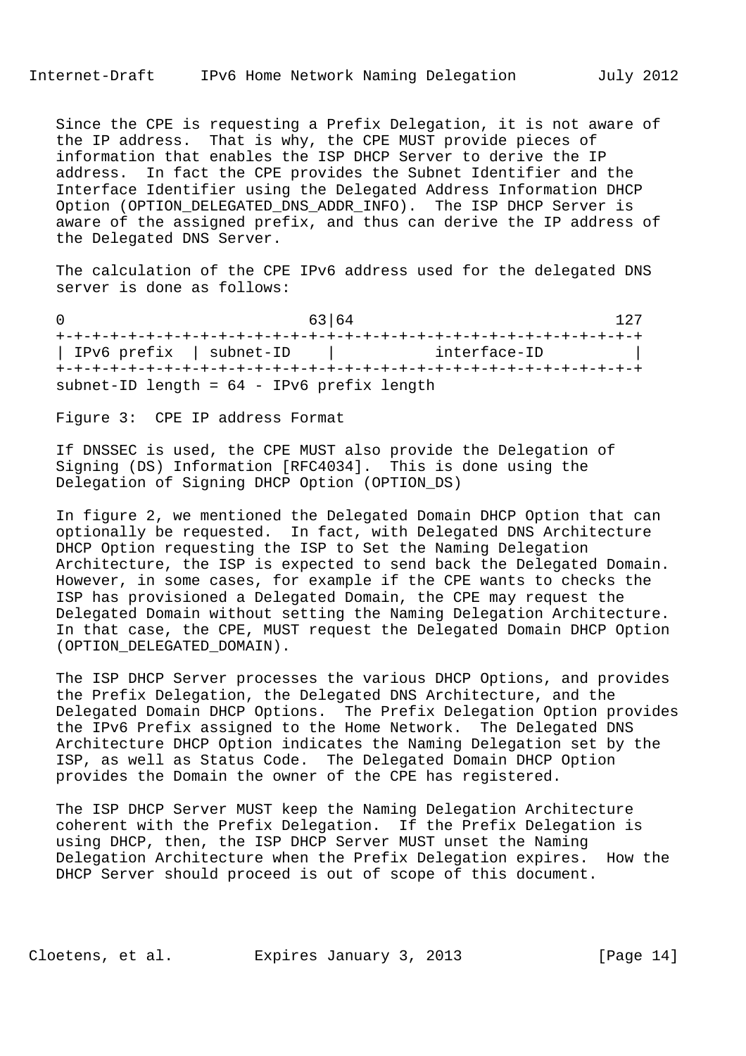Since the CPE is requesting a Prefix Delegation, it is not aware of the IP address. That is why, the CPE MUST provide pieces of information that enables the ISP DHCP Server to derive the IP address. In fact the CPE provides the Subnet Identifier and the Interface Identifier using the Delegated Address Information DHCP Option (OPTION_DELEGATED_DNS_ADDR_INFO). The ISP DHCP Server is aware of the assigned prefix, and thus can derive the IP address of the Delegated DNS Server.

The calculation of the CPE IPv6 address used for the delegated DNS server is done as follows:

```
0                         63|64                           127
+-+-+-+-+-+-+-+-+-+-+-+-+-+-+-+-+-+-+-+-+-+-+-+-+-+-+-+-+-+-+-+-+-+
| IPv6 prefix  | subnet-ID    |           interface-ID           |
+-+-+-+-+-+-+-+-+-+-+-+-+-+-+-+-+-+-+-+-+-+-+-+-+-+-+-+-+-+-+-+-+-+
subnet-ID length = 64 - IPv6 prefix length
```

Figure 3: CPE IP address Format

If DNSSEC is used, the CPE MUST also provide the Delegation of Signing (DS) Information [RFC4034]. This is done using the Delegation of Signing DHCP Option (OPTION_DS)

In figure 2, we mentioned the Delegated Domain DHCP Option that can optionally be requested. In fact, with Delegated DNS Architecture DHCP Option requesting the ISP to Set the Naming Delegation Architecture, the ISP is expected to send back the Delegated Domain. However, in some cases, for example if the CPE wants to checks the ISP has provisioned a Delegated Domain, the CPE may request the Delegated Domain without setting the Naming Delegation Architecture. In that case, the CPE, MUST request the Delegated Domain DHCP Option (OPTION_DELEGATED_DOMAIN).

The ISP DHCP Server processes the various DHCP Options, and provides the Prefix Delegation, the Delegated DNS Architecture, and the Delegated Domain DHCP Options. The Prefix Delegation Option provides the IPv6 Prefix assigned to the Home Network. The Delegated DNS Architecture DHCP Option indicates the Naming Delegation set by the ISP, as well as Status Code. The Delegated Domain DHCP Option provides the Domain the owner of the CPE has registered.

The ISP DHCP Server MUST keep the Naming Delegation Architecture coherent with the Prefix Delegation. If the Prefix Delegation is using DHCP, then, the ISP DHCP Server MUST unset the Naming Delegation Architecture when the Prefix Delegation expires. How the DHCP Server should proceed is out of scope of this document.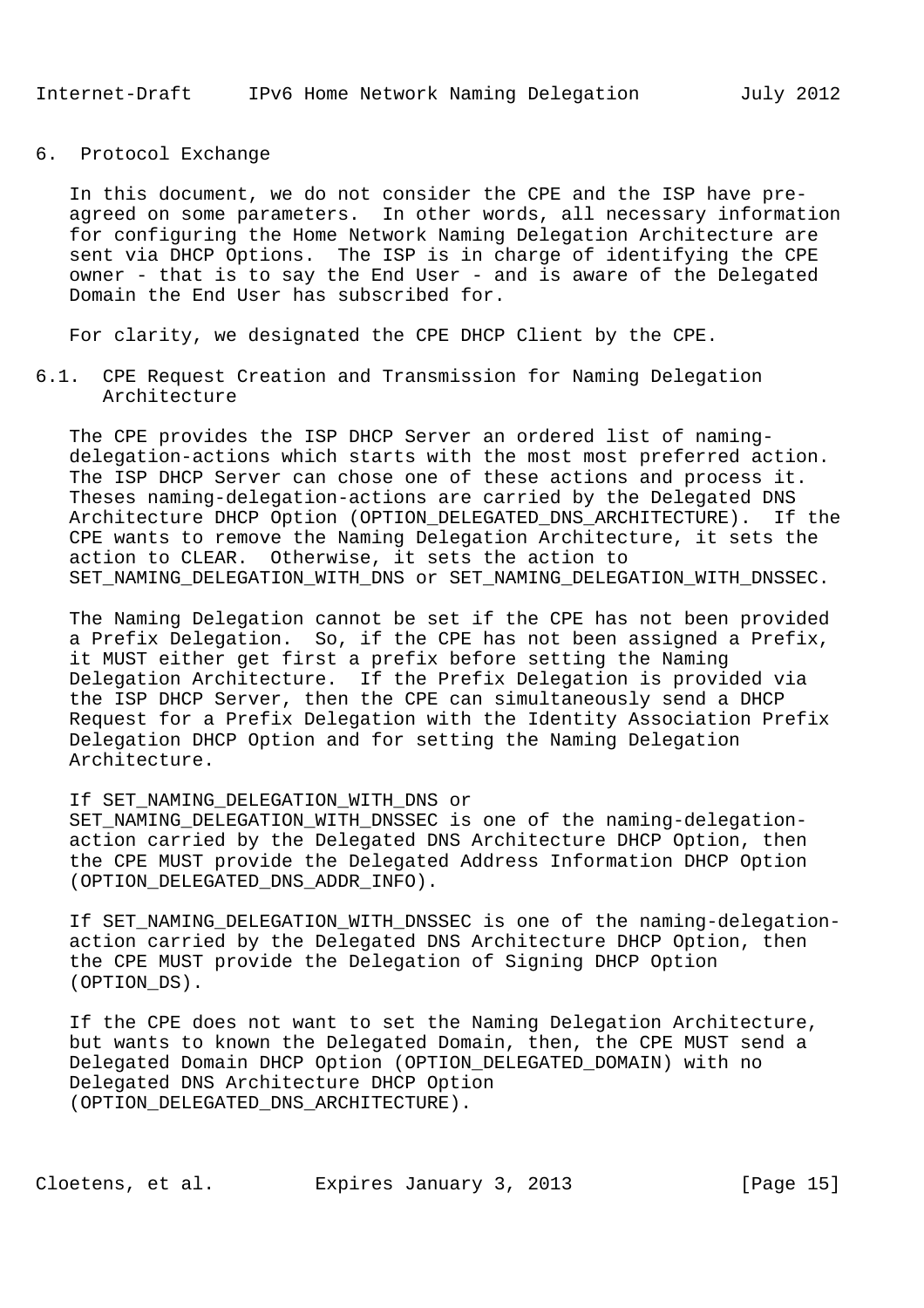## 6. Protocol Exchange

In this document, we do not consider the CPE and the ISP have pre-agreed on some parameters. In other words, all necessary information for configuring the Home Network Naming Delegation Architecture are sent via DHCP Options. The ISP is in charge of identifying the CPE owner - that is to say the End User - and is aware of the Delegated Domain the End User has subscribed for.

For clarity, we designated the CPE DHCP Client by the CPE.

### 6.1. CPE Request Creation and Transmission for Naming Delegation Architecture

The CPE provides the ISP DHCP Server an ordered list of naming-delegation-actions which starts with the most most preferred action. The ISP DHCP Server can chose one of these actions and process it. Theses naming-delegation-actions are carried by the Delegated DNS Architecture DHCP Option (OPTION_DELEGATED_DNS_ARCHITECTURE). If the CPE wants to remove the Naming Delegation Architecture, it sets the action to CLEAR. Otherwise, it sets the action to SET_NAMING_DELEGATION_WITH_DNS or SET_NAMING_DELEGATION_WITH_DNSSEC.

The Naming Delegation cannot be set if the CPE has not been provided a Prefix Delegation. So, if the CPE has not been assigned a Prefix, it MUST either get first a prefix before setting the Naming Delegation Architecture. If the Prefix Delegation is provided via the ISP DHCP Server, then the CPE can simultaneously send a DHCP Request for a Prefix Delegation with the Identity Association Prefix Delegation DHCP Option and for setting the Naming Delegation Architecture.

If SET_NAMING_DELEGATION_WITH_DNS or SET_NAMING_DELEGATION_WITH_DNSSEC is one of the naming-delegation-action carried by the Delegated DNS Architecture DHCP Option, then the CPE MUST provide the Delegated Address Information DHCP Option (OPTION_DELEGATED_DNS_ADDR_INFO).

If SET_NAMING_DELEGATION_WITH_DNSSEC is one of the naming-delegation-action carried by the Delegated DNS Architecture DHCP Option, then the CPE MUST provide the Delegation of Signing DHCP Option (OPTION_DS).

If the CPE does not want to set the Naming Delegation Architecture, but wants to known the Delegated Domain, then, the CPE MUST send a Delegated Domain DHCP Option (OPTION_DELEGATED_DOMAIN) with no Delegated DNS Architecture DHCP Option (OPTION_DELEGATED_DNS_ARCHITECTURE).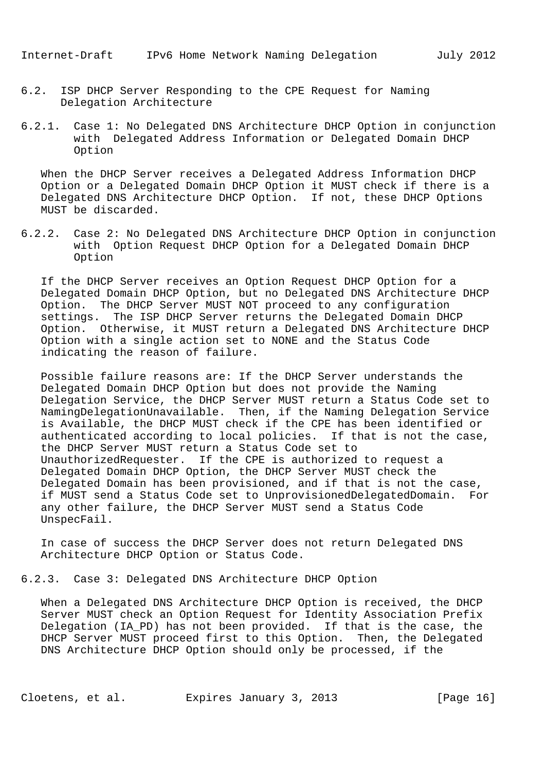### 6.2. ISP DHCP Server Responding to the CPE Request for Naming Delegation Architecture

#### 6.2.1. Case 1: No Delegated DNS Architecture DHCP Option in conjunction with Delegated Address Information or Delegated Domain DHCP Option

When the DHCP Server receives a Delegated Address Information DHCP Option or a Delegated Domain DHCP Option it MUST check if there is a Delegated DNS Architecture DHCP Option. If not, these DHCP Options MUST be discarded.

#### 6.2.2. Case 2: No Delegated DNS Architecture DHCP Option in conjunction with Option Request DHCP Option for a Delegated Domain DHCP Option

If the DHCP Server receives an Option Request DHCP Option for a Delegated Domain DHCP Option, but no Delegated DNS Architecture DHCP Option. The DHCP Server MUST NOT proceed to any configuration settings. The ISP DHCP Server returns the Delegated Domain DHCP Option. Otherwise, it MUST return a Delegated DNS Architecture DHCP Option with a single action set to NONE and the Status Code indicating the reason of failure.

Possible failure reasons are: If the DHCP Server understands the Delegated Domain DHCP Option but does not provide the Naming Delegation Service, the DHCP Server MUST return a Status Code set to NamingDelegationUnavailable. Then, if the Naming Delegation Service is Available, the DHCP MUST check if the CPE has been identified or authenticated according to local policies. If that is not the case, the DHCP Server MUST return a Status Code set to UnauthorizedRequester. If the CPE is authorized to request a Delegated Domain DHCP Option, the DHCP Server MUST check the Delegated Domain has been provisioned, and if that is not the case, if MUST send a Status Code set to UnprovisionedDelegatedDomain. For any other failure, the DHCP Server MUST send a Status Code UnspecFail.

In case of success the DHCP Server does not return Delegated DNS Architecture DHCP Option or Status Code.

#### 6.2.3. Case 3: Delegated DNS Architecture DHCP Option

When a Delegated DNS Architecture DHCP Option is received, the DHCP Server MUST check an Option Request for Identity Association Prefix Delegation (IA_PD) has not been provided. If that is the case, the DHCP Server MUST proceed first to this Option. Then, the Delegated DNS Architecture DHCP Option should only be processed, if the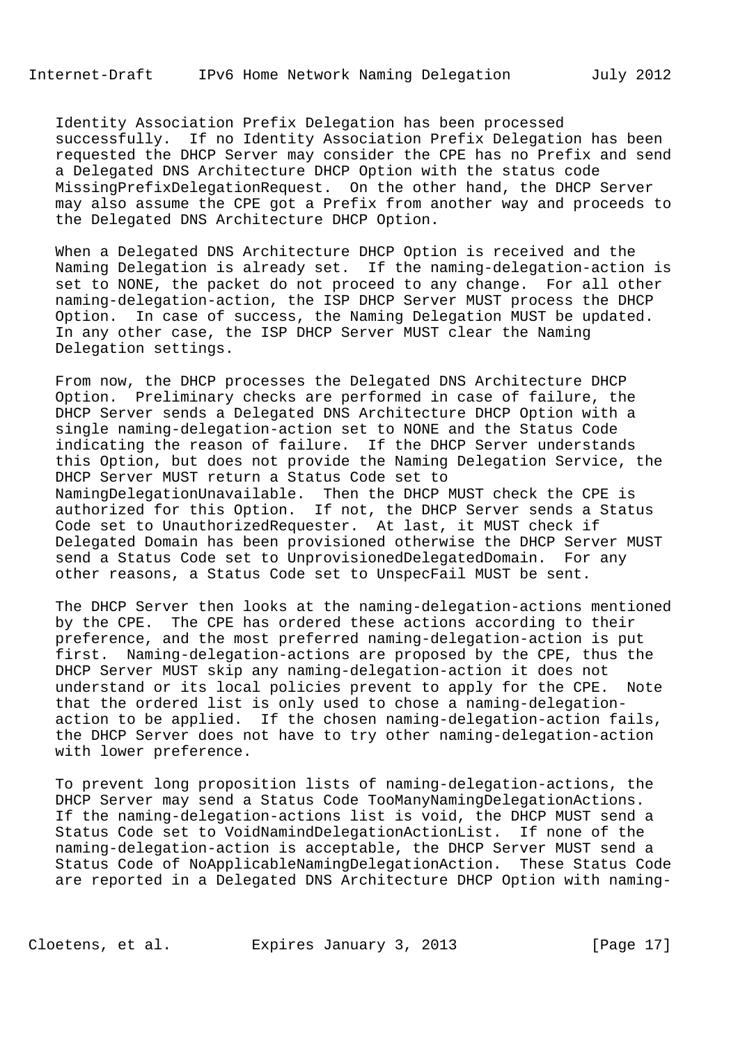Identity Association Prefix Delegation has been processed successfully. If no Identity Association Prefix Delegation has been requested the DHCP Server may consider the CPE has no Prefix and send a Delegated DNS Architecture DHCP Option with the status code MissingPrefixDelegationRequest. On the other hand, the DHCP Server may also assume the CPE got a Prefix from another way and proceeds to the Delegated DNS Architecture DHCP Option.

When a Delegated DNS Architecture DHCP Option is received and the Naming Delegation is already set. If the naming-delegation-action is set to NONE, the packet do not proceed to any change. For all other naming-delegation-action, the ISP DHCP Server MUST process the DHCP Option. In case of success, the Naming Delegation MUST be updated. In any other case, the ISP DHCP Server MUST clear the Naming Delegation settings.

From now, the DHCP processes the Delegated DNS Architecture DHCP Option. Preliminary checks are performed in case of failure, the DHCP Server sends a Delegated DNS Architecture DHCP Option with a single naming-delegation-action set to NONE and the Status Code indicating the reason of failure. If the DHCP Server understands this Option, but does not provide the Naming Delegation Service, the DHCP Server MUST return a Status Code set to NamingDelegationUnavailable. Then the DHCP MUST check the CPE is authorized for this Option. If not, the DHCP Server sends a Status Code set to UnauthorizedRequester. At last, it MUST check if Delegated Domain has been provisioned otherwise the DHCP Server MUST send a Status Code set to UnprovisionedDelegatedDomain. For any other reasons, a Status Code set to UnspecFail MUST be sent.

The DHCP Server then looks at the naming-delegation-actions mentioned by the CPE. The CPE has ordered these actions according to their preference, and the most preferred naming-delegation-action is put first. Naming-delegation-actions are proposed by the CPE, thus the DHCP Server MUST skip any naming-delegation-action it does not understand or its local policies prevent to apply for the CPE. Note that the ordered list is only used to chose a naming-delegation-action to be applied. If the chosen naming-delegation-action fails, the DHCP Server does not have to try other naming-delegation-action with lower preference.

To prevent long proposition lists of naming-delegation-actions, the DHCP Server may send a Status Code TooManyNamingDelegationActions. If the naming-delegation-actions list is void, the DHCP MUST send a Status Code set to VoidNamindDelegationActionList. If none of the naming-delegation-action is acceptable, the DHCP Server MUST send a Status Code of NoApplicableNamingDelegationAction. These Status Code are reported in a Delegated DNS Architecture DHCP Option with naming-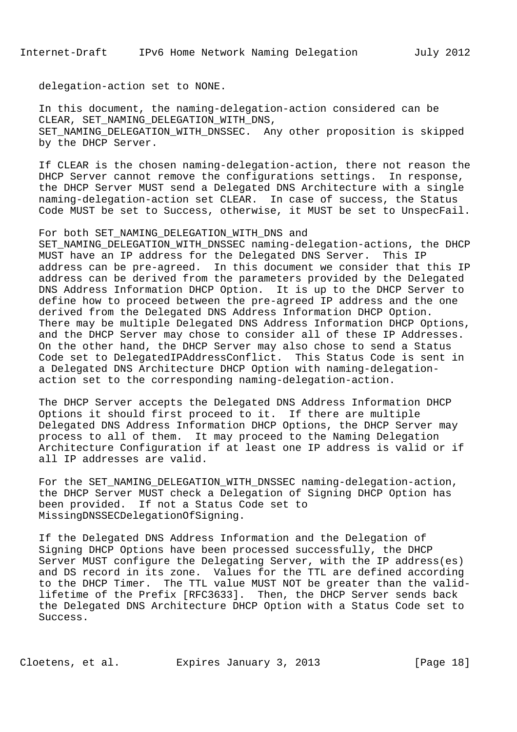delegation-action set to NONE.

In this document, the naming-delegation-action considered can be CLEAR, SET_NAMING_DELEGATION_WITH_DNS, SET_NAMING_DELEGATION_WITH_DNSSEC. Any other proposition is skipped by the DHCP Server.

If CLEAR is the chosen naming-delegation-action, there not reason the DHCP Server cannot remove the configurations settings. In response, the DHCP Server MUST send a Delegated DNS Architecture with a single naming-delegation-action set CLEAR. In case of success, the Status Code MUST be set to Success, otherwise, it MUST be set to UnspecFail.

For both SET_NAMING_DELEGATION_WITH_DNS and SET_NAMING_DELEGATION_WITH_DNSSEC naming-delegation-actions, the DHCP MUST have an IP address for the Delegated DNS Server. This IP address can be pre-agreed. In this document we consider that this IP address can be derived from the parameters provided by the Delegated DNS Address Information DHCP Option. It is up to the DHCP Server to define how to proceed between the pre-agreed IP address and the one derived from the Delegated DNS Address Information DHCP Option. There may be multiple Delegated DNS Address Information DHCP Options, and the DHCP Server may chose to consider all of these IP Addresses. On the other hand, the DHCP Server may also chose to send a Status Code set to DelegatedIPAddressConflict. This Status Code is sent in a Delegated DNS Architecture DHCP Option with naming-delegation-action set to the corresponding naming-delegation-action.

The DHCP Server accepts the Delegated DNS Address Information DHCP Options it should first proceed to it. If there are multiple Delegated DNS Address Information DHCP Options, the DHCP Server may process to all of them. It may proceed to the Naming Delegation Architecture Configuration if at least one IP address is valid or if all IP addresses are valid.

For the SET_NAMING_DELEGATION_WITH_DNSSEC naming-delegation-action, the DHCP Server MUST check a Delegation of Signing DHCP Option has been provided. If not a Status Code set to MissingDNSSECDelegationOfSigning.

If the Delegated DNS Address Information and the Delegation of Signing DHCP Options have been processed successfully, the DHCP Server MUST configure the Delegating Server, with the IP address(es) and DS record in its zone. Values for the TTL are defined according to the DHCP Timer. The TTL value MUST NOT be greater than the valid-lifetime of the Prefix [RFC3633]. Then, the DHCP Server sends back the Delegated DNS Architecture DHCP Option with a Status Code set to Success.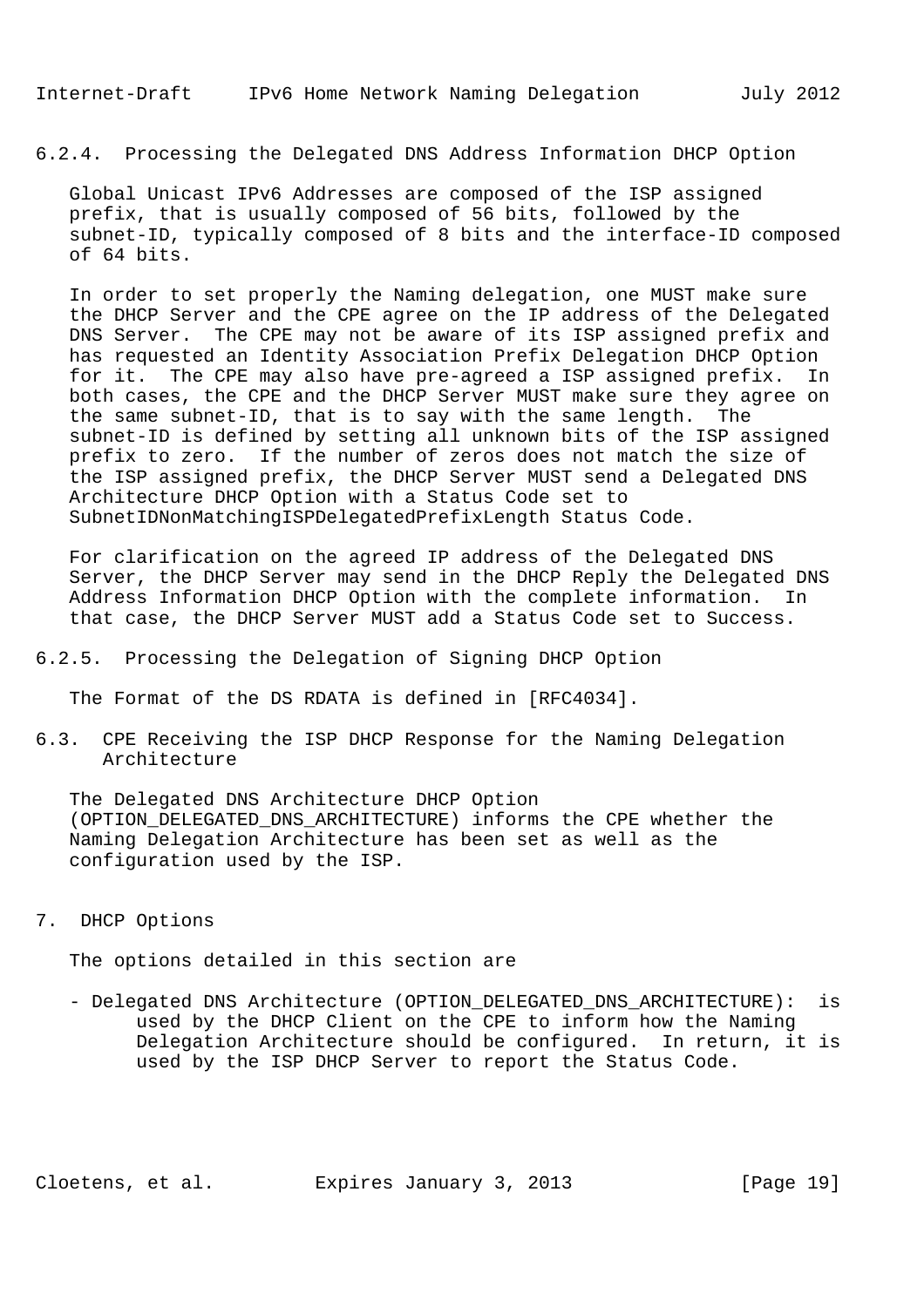#### 6.2.4. Processing the Delegated DNS Address Information DHCP Option

Global Unicast IPv6 Addresses are composed of the ISP assigned prefix, that is usually composed of 56 bits, followed by the subnet-ID, typically composed of 8 bits and the interface-ID composed of 64 bits.

In order to set properly the Naming delegation, one MUST make sure the DHCP Server and the CPE agree on the IP address of the Delegated DNS Server. The CPE may not be aware of its ISP assigned prefix and has requested an Identity Association Prefix Delegation DHCP Option for it. The CPE may also have pre-agreed a ISP assigned prefix. In both cases, the CPE and the DHCP Server MUST make sure they agree on the same subnet-ID, that is to say with the same length. The subnet-ID is defined by setting all unknown bits of the ISP assigned prefix to zero. If the number of zeros does not match the size of the ISP assigned prefix, the DHCP Server MUST send a Delegated DNS Architecture DHCP Option with a Status Code set to SubnetIDNonMatchingISPDelegatedPrefixLength Status Code.

For clarification on the agreed IP address of the Delegated DNS Server, the DHCP Server may send in the DHCP Reply the Delegated DNS Address Information DHCP Option with the complete information. In that case, the DHCP Server MUST add a Status Code set to Success.

#### 6.2.5. Processing the Delegation of Signing DHCP Option

The Format of the DS RDATA is defined in [RFC4034].

### 6.3. CPE Receiving the ISP DHCP Response for the Naming Delegation Architecture

The Delegated DNS Architecture DHCP Option (OPTION_DELEGATED_DNS_ARCHITECTURE) informs the CPE whether the Naming Delegation Architecture has been set as well as the configuration used by the ISP.

## 7. DHCP Options

The options detailed in this section are

- Delegated DNS Architecture (OPTION_DELEGATED_DNS_ARCHITECTURE): is used by the DHCP Client on the CPE to inform how the Naming Delegation Architecture should be configured. In return, it is used by the ISP DHCP Server to report the Status Code.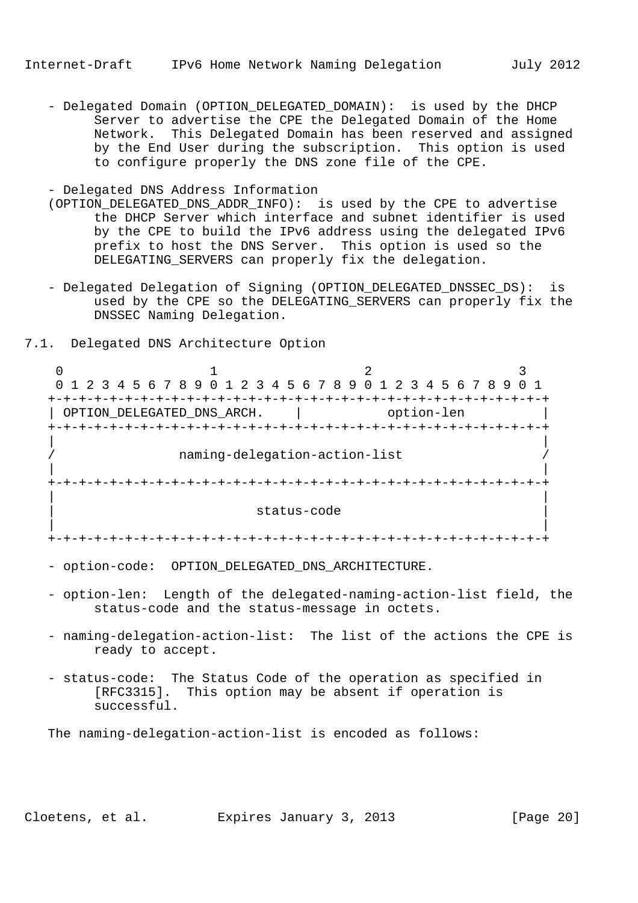- Delegated Domain (OPTION_DELEGATED_DOMAIN): is used by the DHCP Server to advertise the CPE the Delegated Domain of the Home Network. This Delegated Domain has been reserved and assigned by the End User during the subscription. This option is used to configure properly the DNS zone file of the CPE.

- Delegated DNS Address Information (OPTION_DELEGATED_DNS_ADDR_INFO): is used by the CPE to advertise the DHCP Server which interface and subnet identifier is used by the CPE to build the IPv6 address using the delegated IPv6 prefix to host the DNS Server. This option is used so the DELEGATING_SERVERS can properly fix the delegation.

- Delegated Delegation of Signing (OPTION_DELEGATED_DNSSEC_DS): is used by the CPE so the DELEGATING_SERVERS can properly fix the DNSSEC Naming Delegation.

## 7.1. Delegated DNS Architecture Option

```
 0                   1                   2                   3
 0 1 2 3 4 5 6 7 8 9 0 1 2 3 4 5 6 7 8 9 0 1 2 3 4 5 6 7 8 9 0 1
+-+-+-+-+-+-+-+-+-+-+-+-+-+-+-+-+-+-+-+-+-+-+-+-+-+-+-+-+-+-+-+-+
| OPTION_DELEGATED_DNS_ARCH.    |          option-len           |
+-+-+-+-+-+-+-+-+-+-+-+-+-+-+-+-+-+-+-+-+-+-+-+-+-+-+-+-+-+-+-+-+
|                                                               |
/               naming-delegation-action-list                   /
|                                                               |
+-+-+-+-+-+-+-+-+-+-+-+-+-+-+-+-+-+-+-+-+-+-+-+-+-+-+-+-+-+-+-+-+
|                                                               |
|                          status-code                          |
|                                                               |
+-+-+-+-+-+-+-+-+-+-+-+-+-+-+-+-+-+-+-+-+-+-+-+-+-+-+-+-+-+-+-+-+
```

- option-code: OPTION_DELEGATED_DNS_ARCHITECTURE.

- option-len: Length of the delegated-naming-action-list field, the status-code and the status-message in octets.

- naming-delegation-action-list: The list of the actions the CPE is ready to accept.

- status-code: The Status Code of the operation as specified in [RFC3315]. This option may be absent if operation is successful.

The naming-delegation-action-list is encoded as follows: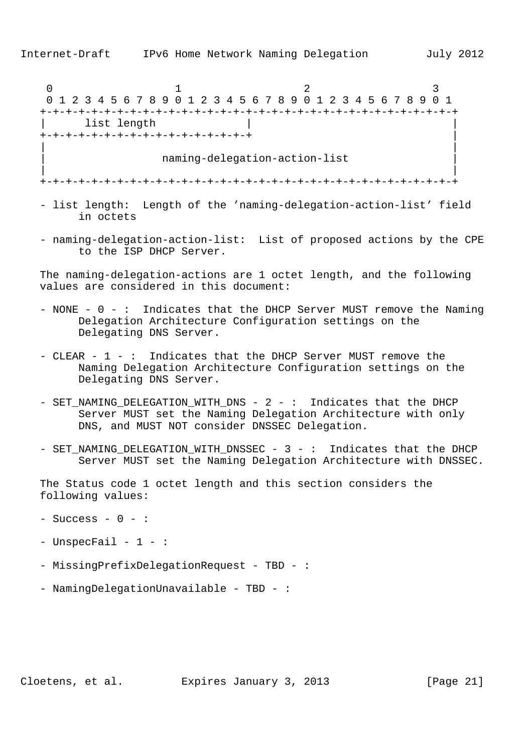```
    0                   1                   2                   3
    0 1 2 3 4 5 6 7 8 9 0 1 2 3 4 5 6 7 8 9 0 1 2 3 4 5 6 7 8 9 0 1
   +-+-+-+-+-+-+-+-+-+-+-+-+-+-+-+-+-+-+-+-+-+-+-+-+-+-+-+-+-+-+-+-+
   |      list length              |                               |
   +-+-+-+-+-+-+-+-+-+-+-+-+-+-+-+-+                               |
   |                                                               |
   |                  naming-delegation-action-list                |
   |                                                               |
   +-+-+-+-+-+-+-+-+-+-+-+-+-+-+-+-+-+-+-+-+-+-+-+-+-+-+-+-+-+-+-+-+
```

- list length: Length of the 'naming-delegation-action-list' field in octets

- naming-delegation-action-list: List of proposed actions by the CPE to the ISP DHCP Server.

The naming-delegation-actions are 1 octet length, and the following values are considered in this document:

- NONE - 0 - : Indicates that the DHCP Server MUST remove the Naming Delegation Architecture Configuration settings on the Delegating DNS Server.

- CLEAR - 1 - : Indicates that the DHCP Server MUST remove the Naming Delegation Architecture Configuration settings on the Delegating DNS Server.

- SET_NAMING_DELEGATION_WITH_DNS - 2 - : Indicates that the DHCP Server MUST set the Naming Delegation Architecture with only DNS, and MUST NOT consider DNSSEC Delegation.

- SET_NAMING_DELEGATION_WITH_DNSSEC - 3 - : Indicates that the DHCP Server MUST set the Naming Delegation Architecture with DNSSEC.

The Status code 1 octet length and this section considers the following values:

- Success - 0 - :

- UnspecFail - 1 - :

- MissingPrefixDelegationRequest - TBD - :

- NamingDelegationUnavailable - TBD - :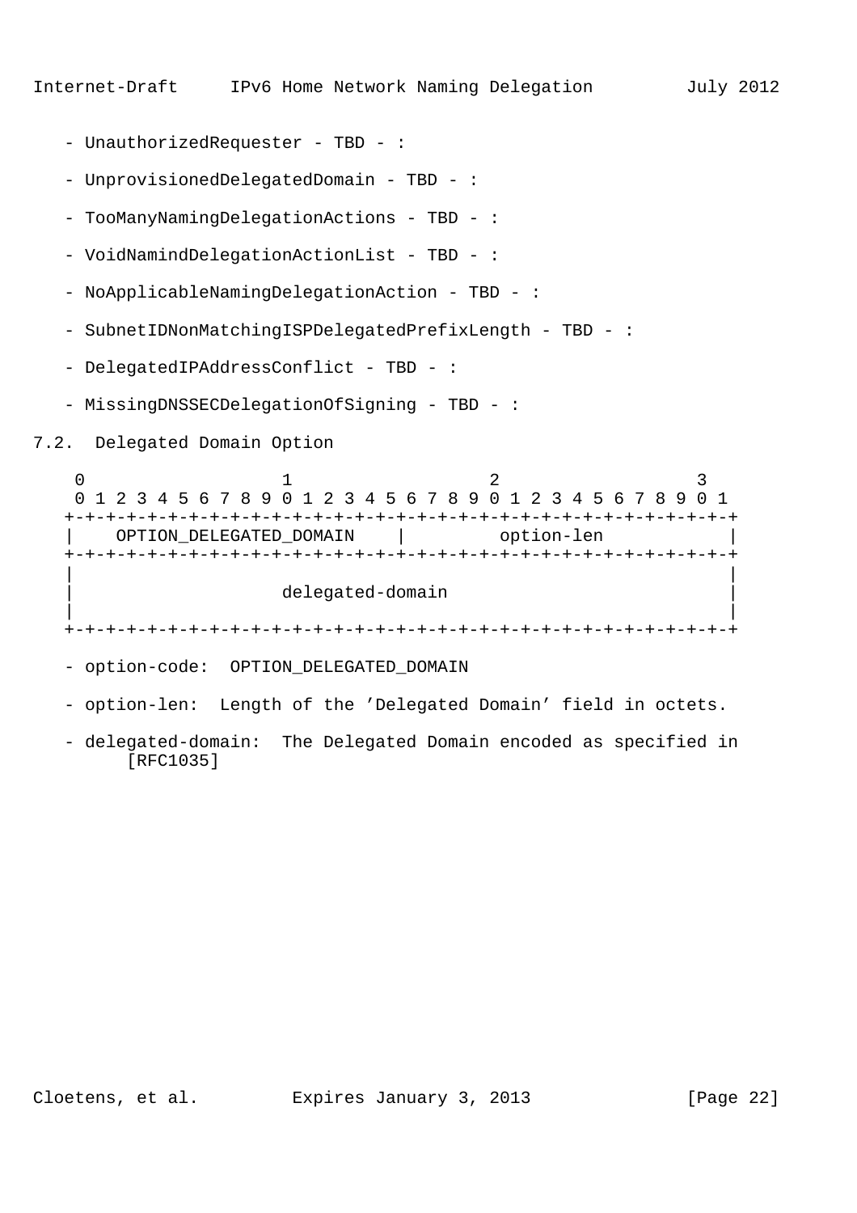- UnauthorizedRequester - TBD - :

- UnprovisionedDelegatedDomain - TBD - :

- TooManyNamingDelegationActions - TBD - :

- VoidNamindDelegationActionList - TBD - :

- NoApplicableNamingDelegationAction - TBD - :

- SubnetIDNonMatchingISPDelegatedPrefixLength - TBD - :

- DelegatedIPAddressConflict - TBD - :

- MissingDNSSECDelegationOfSigning - TBD - :

## 7.2. Delegated Domain Option

```
 0                   1                   2                   3
 0 1 2 3 4 5 6 7 8 9 0 1 2 3 4 5 6 7 8 9 0 1 2 3 4 5 6 7 8 9 0 1
+-+-+-+-+-+-+-+-+-+-+-+-+-+-+-+-+-+-+-+-+-+-+-+-+-+-+-+-+-+-+-+-+
|    OPTION_DELEGATED_DOMAIN    |         option-len            |
+-+-+-+-+-+-+-+-+-+-+-+-+-+-+-+-+-+-+-+-+-+-+-+-+-+-+-+-+-+-+-+-+
|                                                               |
|                     delegated-domain                          |
|                                                               |
+-+-+-+-+-+-+-+-+-+-+-+-+-+-+-+-+-+-+-+-+-+-+-+-+-+-+-+-+-+-+-+-+
```

- option-code: OPTION_DELEGATED_DOMAIN

- option-len: Length of the 'Delegated Domain' field in octets.

- delegated-domain: The Delegated Domain encoded as specified in [RFC1035]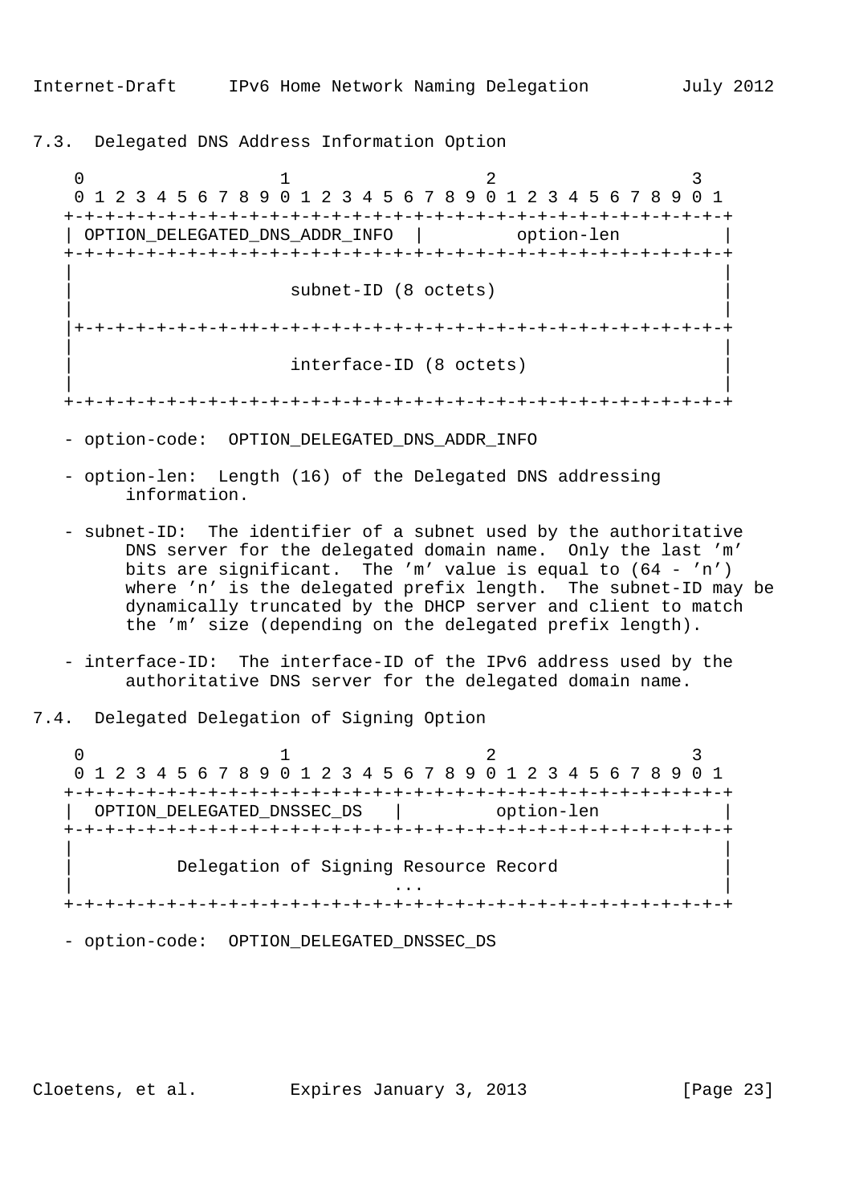### 7.3. Delegated DNS Address Information Option

```
    0                   1                   2                   3
    0 1 2 3 4 5 6 7 8 9 0 1 2 3 4 5 6 7 8 9 0 1 2 3 4 5 6 7 8 9 0 1
   +-+-+-+-+-+-+-+-+-+-+-+-+-+-+-+-+-+-+-+-+-+-+-+-+-+-+-+-+-+-+-+-+
   | OPTION_DELEGATED_DNS_ADDR_INFO  |         option-len          |
   +-+-+-+-+-+-+-+-+-+-+-+-+-+-+-+-+-+-+-+-+-+-+-+-+-+-+-+-+-+-+-+-+
   |                                                               |
   |                     subnet-ID (8 octets)                      |
   |                                                               |
   |+-+-+-+-+-+-+-+-++-+-+-+-+-+-+-+-+-+-+-+-+-+-+-+-+-+-+-+-+-+-+-+
   |                                                               |
   |                     interface-ID (8 octets)                   |
   |                                                               |
   +-+-+-+-+-+-+-+-+-+-+-+-+-+-+-+-+-+-+-+-+-+-+-+-+-+-+-+-+-+-+-+-+
```

- option-code: OPTION_DELEGATED_DNS_ADDR_INFO

- option-len: Length (16) of the Delegated DNS addressing information.

- subnet-ID: The identifier of a subnet used by the authoritative DNS server for the delegated domain name. Only the last 'm' bits are significant. The 'm' value is equal to (64 - 'n') where 'n' is the delegated prefix length. The subnet-ID may be dynamically truncated by the DHCP server and client to match the 'm' size (depending on the delegated prefix length).

- interface-ID: The interface-ID of the IPv6 address used by the authoritative DNS server for the delegated domain name.

### 7.4. Delegated Delegation of Signing Option

```
    0                   1                   2                   3
    0 1 2 3 4 5 6 7 8 9 0 1 2 3 4 5 6 7 8 9 0 1 2 3 4 5 6 7 8 9 0 1
   +-+-+-+-+-+-+-+-+-+-+-+-+-+-+-+-+-+-+-+-+-+-+-+-+-+-+-+-+-+-+-+-+
   |  OPTION_DELEGATED_DNSSEC_DS   |         option-len            |
   +-+-+-+-+-+-+-+-+-+-+-+-+-+-+-+-+-+-+-+-+-+-+-+-+-+-+-+-+-+-+-+-+
   |                                                               |
   |          Delegation of Signing Resource Record                |
   |                              ...                              |
   +-+-+-+-+-+-+-+-+-+-+-+-+-+-+-+-+-+-+-+-+-+-+-+-+-+-+-+-+-+-+-+-+
```

- option-code: OPTION_DELEGATED_DNSSEC_DS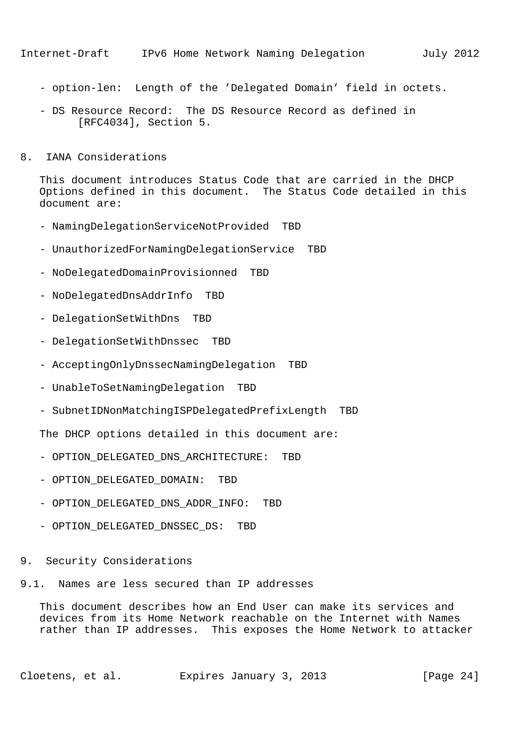- option-len: Length of the ’Delegated Domain’ field in octets.

- DS Resource Record: The DS Resource Record as defined in [RFC4034], Section 5.

## 8. IANA Considerations

This document introduces Status Code that are carried in the DHCP Options defined in this document. The Status Code detailed in this document are:

- NamingDelegationServiceNotProvided TBD

- UnauthorizedForNamingDelegationService TBD

- NoDelegatedDomainProvisionned TBD

- NoDelegatedDnsAddrInfo TBD

- DelegationSetWithDns TBD

- DelegationSetWithDnssec TBD

- AcceptingOnlyDnssecNamingDelegation TBD

- UnableToSetNamingDelegation TBD

- SubnetIDNonMatchingISPDelegatedPrefixLength TBD

The DHCP options detailed in this document are:

- OPTION_DELEGATED_DNS_ARCHITECTURE: TBD

- OPTION_DELEGATED_DOMAIN: TBD

- OPTION_DELEGATED_DNS_ADDR_INFO: TBD

- OPTION_DELEGATED_DNSSEC_DS: TBD

## 9. Security Considerations

### 9.1. Names are less secured than IP addresses

This document describes how an End User can make its services and devices from its Home Network reachable on the Internet with Names rather than IP addresses. This exposes the Home Network to attacker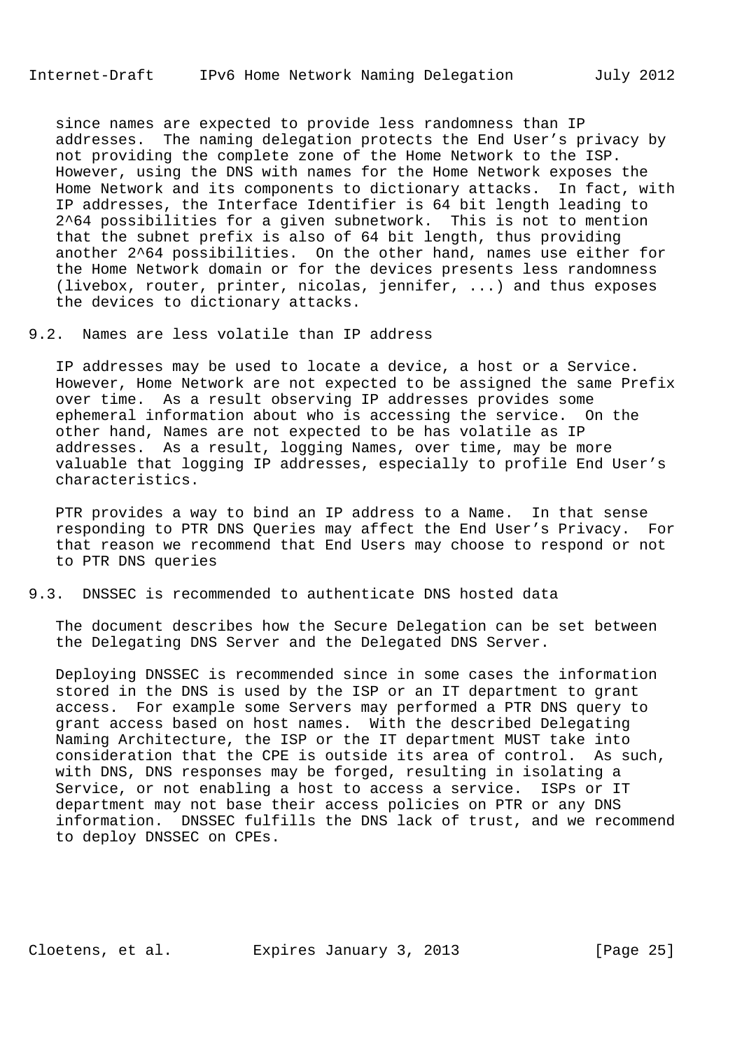since names are expected to provide less randomness than IP addresses. The naming delegation protects the End User’s privacy by not providing the complete zone of the Home Network to the ISP. However, using the DNS with names for the Home Network exposes the Home Network and its components to dictionary attacks. In fact, with IP addresses, the Interface Identifier is 64 bit length leading to $2^{64}$ possibilities for a given subnetwork. This is not to mention that the subnet prefix is also of 64 bit length, thus providing another $2^{64}$ possibilities. On the other hand, names use either for the Home Network domain or for the devices presents less randomness (livebox, router, printer, nicolas, jennifer, ...) and thus exposes the devices to dictionary attacks.

## 9.2. Names are less volatile than IP address

IP addresses may be used to locate a device, a host or a Service. However, Home Network are not expected to be assigned the same Prefix over time. As a result observing IP addresses provides some ephemeral information about who is accessing the service. On the other hand, Names are not expected to be has volatile as IP addresses. As a result, logging Names, over time, may be more valuable that logging IP addresses, especially to profile End User’s characteristics.

PTR provides a way to bind an IP address to a Name. In that sense responding to PTR DNS Queries may affect the End User’s Privacy. For that reason we recommend that End Users may choose to respond or not to PTR DNS queries

## 9.3. DNSSEC is recommended to authenticate DNS hosted data

The document describes how the Secure Delegation can be set between the Delegating DNS Server and the Delegated DNS Server.

Deploying DNSSEC is recommended since in some cases the information stored in the DNS is used by the ISP or an IT department to grant access. For example some Servers may performed a PTR DNS query to grant access based on host names. With the described Delegating Naming Architecture, the ISP or the IT department MUST take into consideration that the CPE is outside its area of control. As such, with DNS, DNS responses may be forged, resulting in isolating a Service, or not enabling a host to access a service. ISPs or IT department may not base their access policies on PTR or any DNS information. DNSSEC fulfills the DNS lack of trust, and we recommend to deploy DNSSEC on CPEs.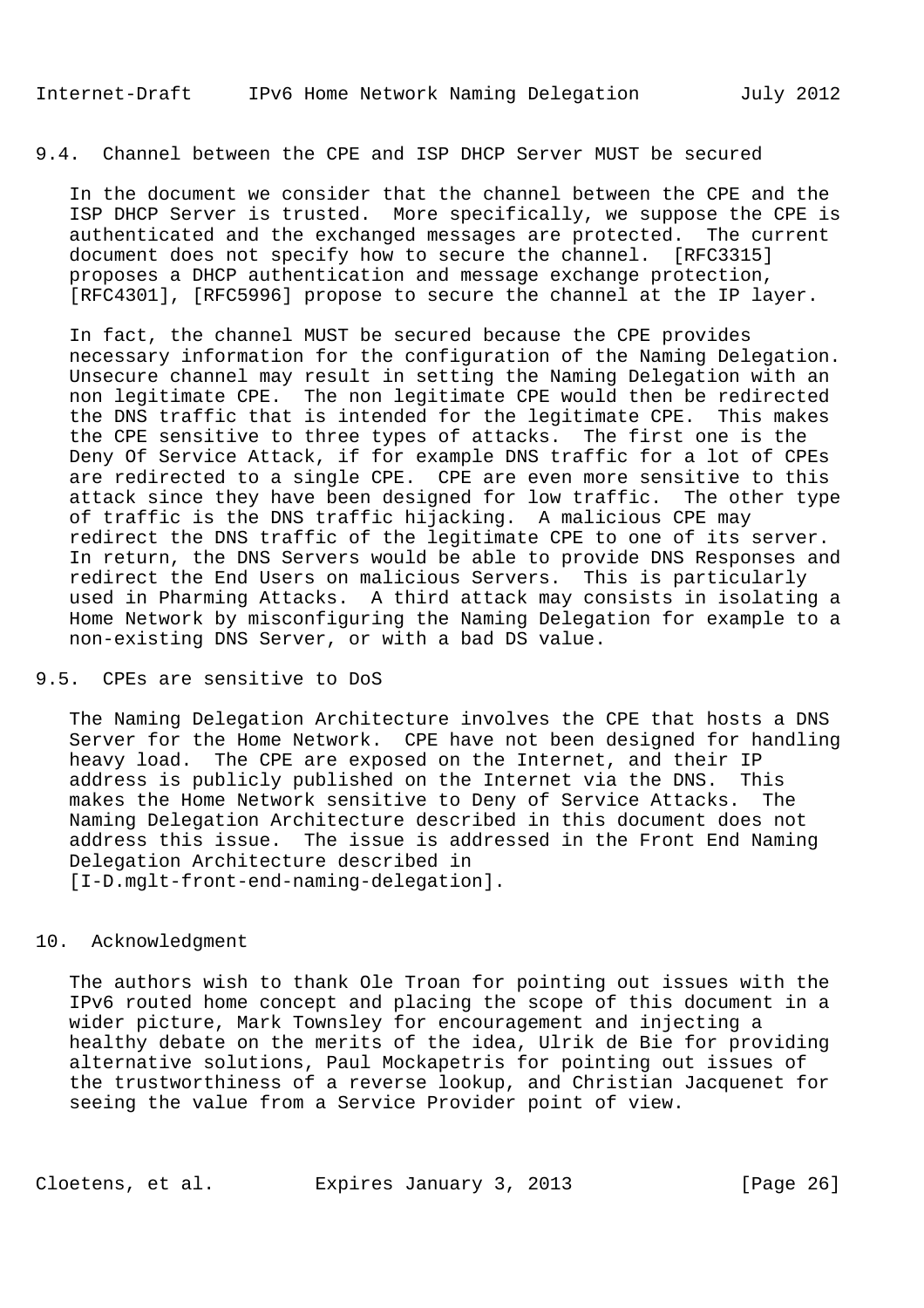### 9.4. Channel between the CPE and ISP DHCP Server MUST be secured

In the document we consider that the channel between the CPE and the ISP DHCP Server is trusted. More specifically, we suppose the CPE is authenticated and the exchanged messages are protected. The current document does not specify how to secure the channel. [RFC3315] proposes a DHCP authentication and message exchange protection, [RFC4301], [RFC5996] propose to secure the channel at the IP layer.

In fact, the channel MUST be secured because the CPE provides necessary information for the configuration of the Naming Delegation. Unsecure channel may result in setting the Naming Delegation with an non legitimate CPE. The non legitimate CPE would then be redirected the DNS traffic that is intended for the legitimate CPE. This makes the CPE sensitive to three types of attacks. The first one is the Deny Of Service Attack, if for example DNS traffic for a lot of CPEs are redirected to a single CPE. CPE are even more sensitive to this attack since they have been designed for low traffic. The other type of traffic is the DNS traffic hijacking. A malicious CPE may redirect the DNS traffic of the legitimate CPE to one of its server. In return, the DNS Servers would be able to provide DNS Responses and redirect the End Users on malicious Servers. This is particularly used in Pharming Attacks. A third attack may consists in isolating a Home Network by misconfiguring the Naming Delegation for example to a non-existing DNS Server, or with a bad DS value.

### 9.5. CPEs are sensitive to DoS

The Naming Delegation Architecture involves the CPE that hosts a DNS Server for the Home Network. CPE have not been designed for handling heavy load. The CPE are exposed on the Internet, and their IP address is publicly published on the Internet via the DNS. This makes the Home Network sensitive to Deny of Service Attacks. The Naming Delegation Architecture described in this document does not address this issue. The issue is addressed in the Front End Naming Delegation Architecture described in [I-D.mglt-front-end-naming-delegation].

## 10. Acknowledgment

The authors wish to thank Ole Troan for pointing out issues with the IPv6 routed home concept and placing the scope of this document in a wider picture, Mark Townsley for encouragement and injecting a healthy debate on the merits of the idea, Ulrik de Bie for providing alternative solutions, Paul Mockapetris for pointing out issues of the trustworthiness of a reverse lookup, and Christian Jacquenet for seeing the value from a Service Provider point of view.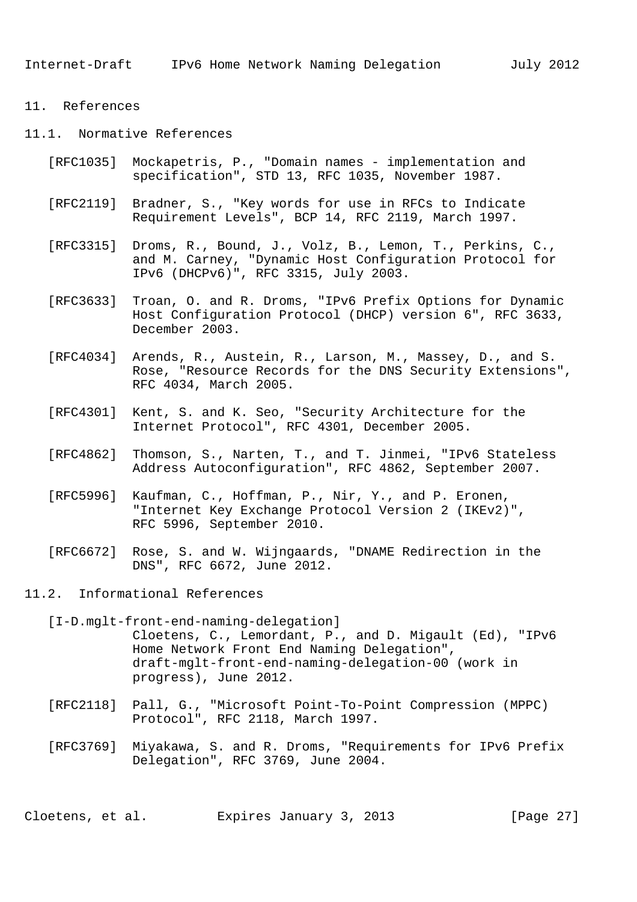# 11. References

## 11.1. Normative References

[RFC1035] Mockapetris, P., "Domain names - implementation and specification", STD 13, RFC 1035, November 1987.

[RFC2119] Bradner, S., "Key words for use in RFCs to Indicate Requirement Levels", BCP 14, RFC 2119, March 1997.

[RFC3315] Droms, R., Bound, J., Volz, B., Lemon, T., Perkins, C., and M. Carney, "Dynamic Host Configuration Protocol for IPv6 (DHCPv6)", RFC 3315, July 2003.

[RFC3633] Troan, O. and R. Droms, "IPv6 Prefix Options for Dynamic Host Configuration Protocol (DHCP) version 6", RFC 3633, December 2003.

[RFC4034] Arends, R., Austein, R., Larson, M., Massey, D., and S. Rose, "Resource Records for the DNS Security Extensions", RFC 4034, March 2005.

[RFC4301] Kent, S. and K. Seo, "Security Architecture for the Internet Protocol", RFC 4301, December 2005.

[RFC4862] Thomson, S., Narten, T., and T. Jinmei, "IPv6 Stateless Address Autoconfiguration", RFC 4862, September 2007.

[RFC5996] Kaufman, C., Hoffman, P., Nir, Y., and P. Eronen, "Internet Key Exchange Protocol Version 2 (IKEv2)", RFC 5996, September 2010.

[RFC6672] Rose, S. and W. Wijngaards, "DNAME Redirection in the DNS", RFC 6672, June 2012.

## 11.2. Informational References

[I-D.mglt-front-end-naming-delegation] Cloetens, C., Lemordant, P., and D. Migault (Ed), "IPv6 Home Network Front End Naming Delegation", draft-mglt-front-end-naming-delegation-00 (work in progress), June 2012.

[RFC2118] Pall, G., "Microsoft Point-To-Point Compression (MPPC) Protocol", RFC 2118, March 1997.

[RFC3769] Miyakawa, S. and R. Droms, "Requirements for IPv6 Prefix Delegation", RFC 3769, June 2004.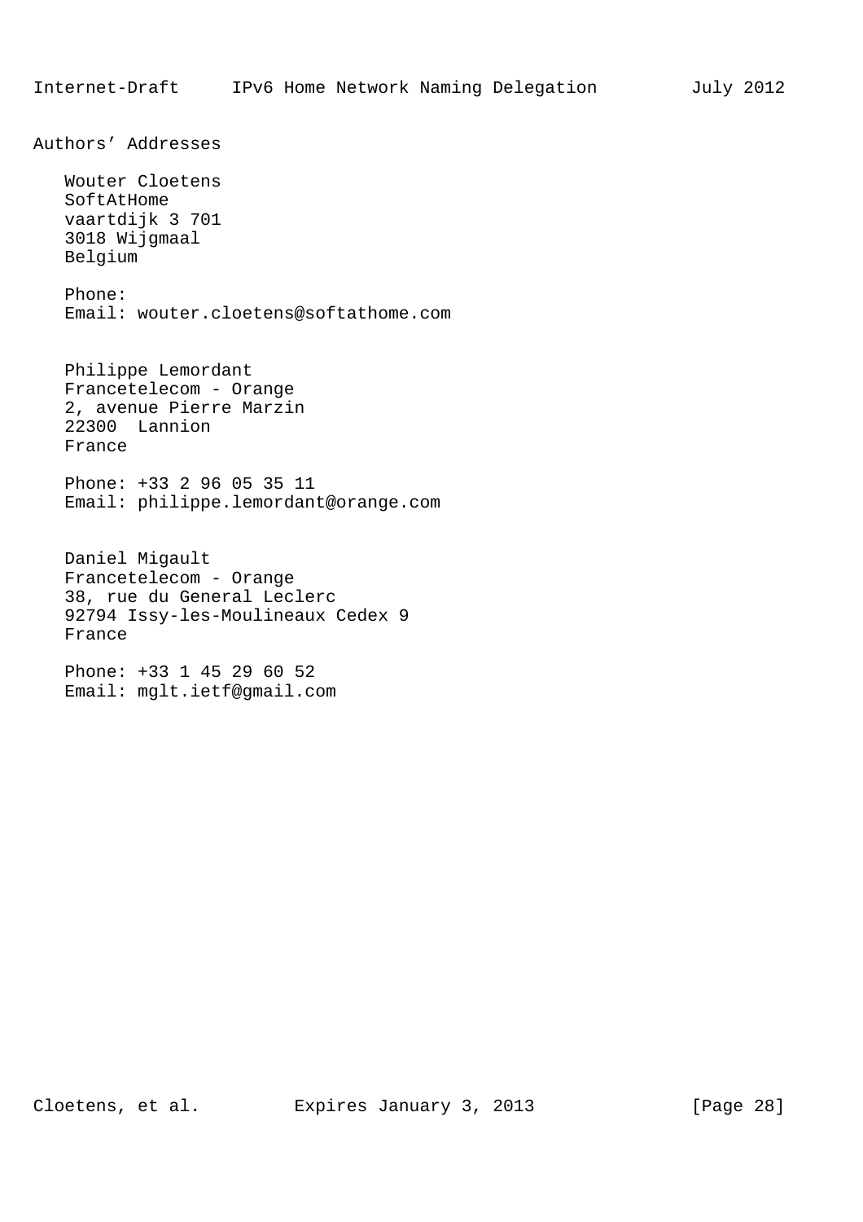## Authors' Addresses

Wouter Cloetens
SoftAtHome
vaartdijk 3 701
3018 Wijgmaal
Belgium

Phone:
Email: wouter.cloetens@softathome.com

Philippe Lemordant
Francetelecom - Orange
2, avenue Pierre Marzin
22300  Lannion
France

Phone: +33 2 96 05 35 11
Email: philippe.lemordant@orange.com

Daniel Migault
Francetelecom - Orange
38, rue du General Leclerc
92794 Issy-les-Moulineaux Cedex 9
France

Phone: +33 1 45 29 60 52
Email: mglt.ietf@gmail.com